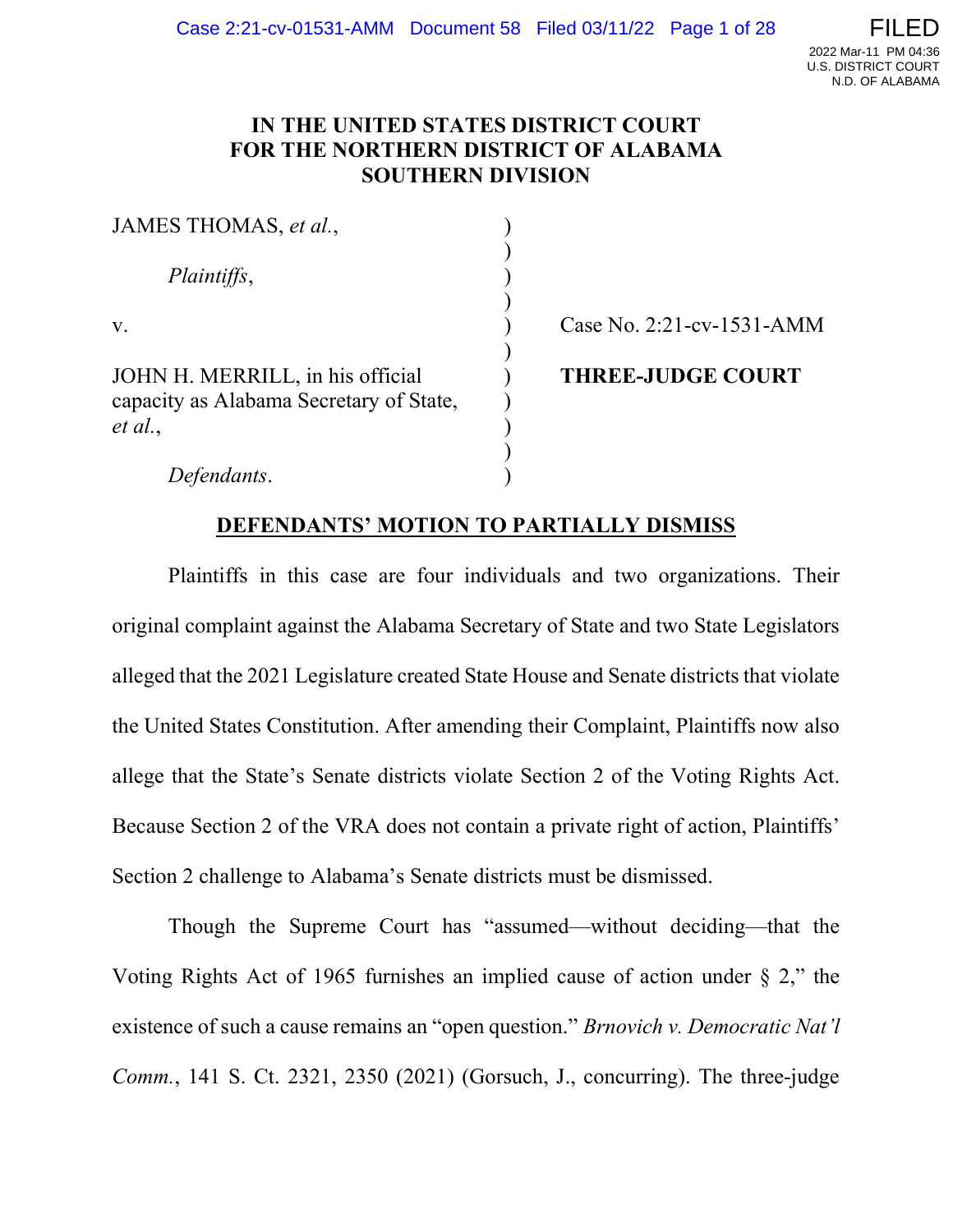# IN THE UNITED STATES DISTRICT COURT FOR THE NORTHERN DISTRICT OF ALABAMA SOUTHERN DIVISION

JAMES THOMAS, *et al.*,

*Plaintiffs*,

v.

JOHN H. MERRILL, in his official capacity as Alabama Secretary of State, *et al.*,

*Defendants*.

Case No. 2:21-cv-1531-AMM

**THREE-JUDGE COURT**

## DEFENDANTS' MOTION TO PARTIALLY DISMISS

Plaintiffs in this case are four individuals and two organizations. Their original complaint against the Alabama Secretary of State and two State Legislators alleged that the 2021 Legislature created State House and Senate districts that violate the United States Constitution. After amending their Complaint, Plaintiffs now also allege that the State's Senate districts violate Section 2 of the Voting Rights Act. Because Section 2 of the VRA does not contain a private right of action, Plaintiffs' Section 2 challenge to Alabama's Senate districts must be dismissed.

Though the Supreme Court has "assumed—without deciding—that the Voting Rights Act of 1965 furnishes an implied cause of action under § 2," the existence of such a cause remains an "open question." *Brnovich v. Democratic Nat'l Comm.*, 141 S. Ct. 2321, 2350 (2021) (Gorsuch, J., concurring). The three-judge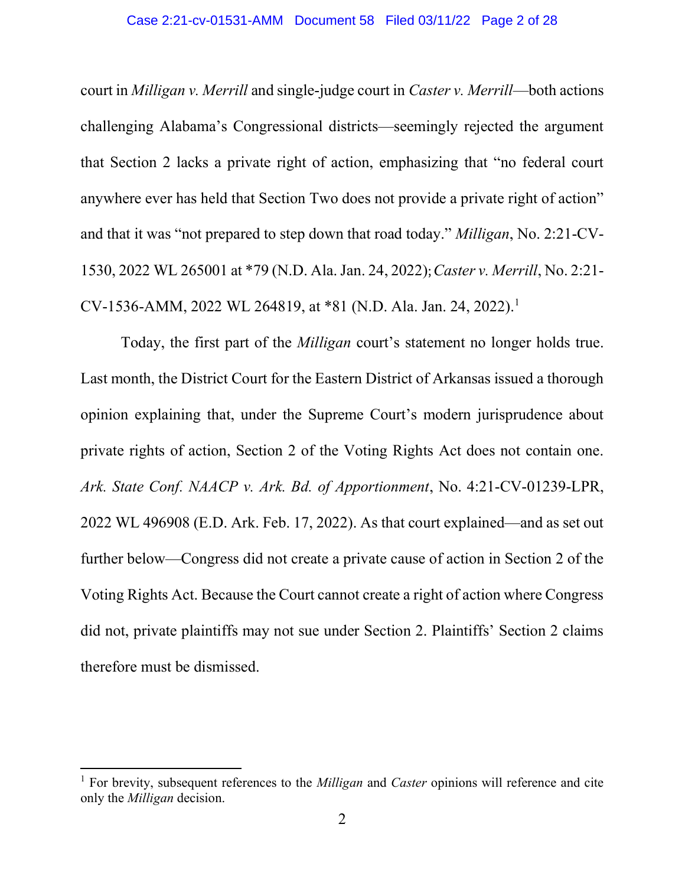court in *Milligan v. Merrill* and single-judge court in *Caster v. Merrill*—both actions challenging Alabama's Congressional districts—seemingly rejected the argument that Section 2 lacks a private right of action, emphasizing that "no federal court anywhere ever has held that Section Two does not provide a private right of action" and that it was "not prepared to step down that road today." *Milligan*, No. 2:21-CV-1530, 2022 WL 265001 at *79 (N.D. Ala. Jan. 24, 2022); *Caster v. Merrill*, No. 2:21-CV-1536-AMM, 2022 WL 264819, at *81 (N.D. Ala. Jan. 24, 2022).[1]

Today, the first part of the *Milligan* court's statement no longer holds true. Last month, the District Court for the Eastern District of Arkansas issued a thorough opinion explaining that, under the Supreme Court's modern jurisprudence about private rights of action, Section 2 of the Voting Rights Act does not contain one. *Ark. State Conf. NAACP v. Ark. Bd. of Apportionment*, No. 4:21-CV-01239-LPR, 2022 WL 496908 (E.D. Ark. Feb. 17, 2022). As that court explained—and as set out further below—Congress did not create a private cause of action in Section 2 of the Voting Rights Act. Because the Court cannot create a right of action where Congress did not, private plaintiffs may not sue under Section 2. Plaintiffs' Section 2 claims therefore must be dismissed.

---

[1] For brevity, subsequent references to the *Milligan* and *Caster* opinions will reference and cite only the *Milligan* decision.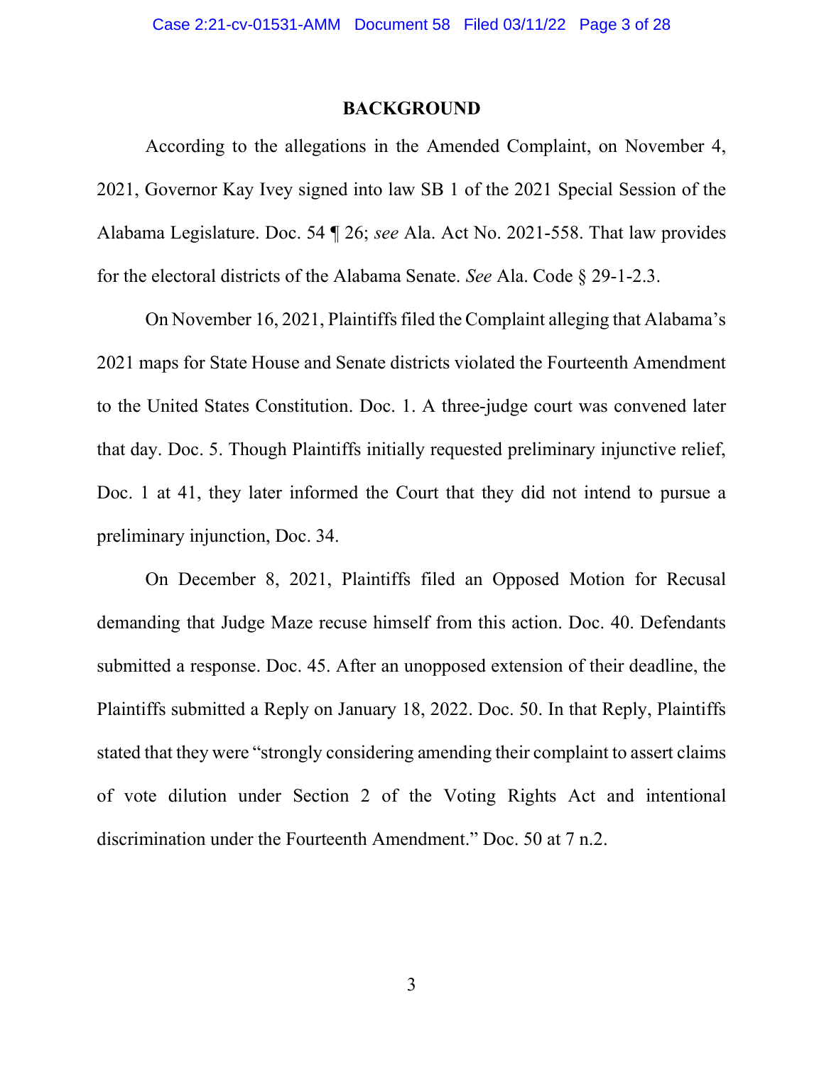## BACKGROUND

According to the allegations in the Amended Complaint, on November 4, 2021, Governor Kay Ivey signed into law SB 1 of the 2021 Special Session of the Alabama Legislature. Doc. 54 ¶ 26; *see* Ala. Act No. 2021-558. That law provides for the electoral districts of the Alabama Senate. *See* Ala. Code § 29-1-2.3.

On November 16, 2021, Plaintiffs filed the Complaint alleging that Alabama's 2021 maps for State House and Senate districts violated the Fourteenth Amendment to the United States Constitution. Doc. 1. A three-judge court was convened later that day. Doc. 5. Though Plaintiffs initially requested preliminary injunctive relief, Doc. 1 at 41, they later informed the Court that they did not intend to pursue a preliminary injunction, Doc. 34.

On December 8, 2021, Plaintiffs filed an Opposed Motion for Recusal demanding that Judge Maze recuse himself from this action. Doc. 40. Defendants submitted a response. Doc. 45. After an unopposed extension of their deadline, the Plaintiffs submitted a Reply on January 18, 2022. Doc. 50. In that Reply, Plaintiffs stated that they were "strongly considering amending their complaint to assert claims of vote dilution under Section 2 of the Voting Rights Act and intentional discrimination under the Fourteenth Amendment." Doc. 50 at 7 n.2.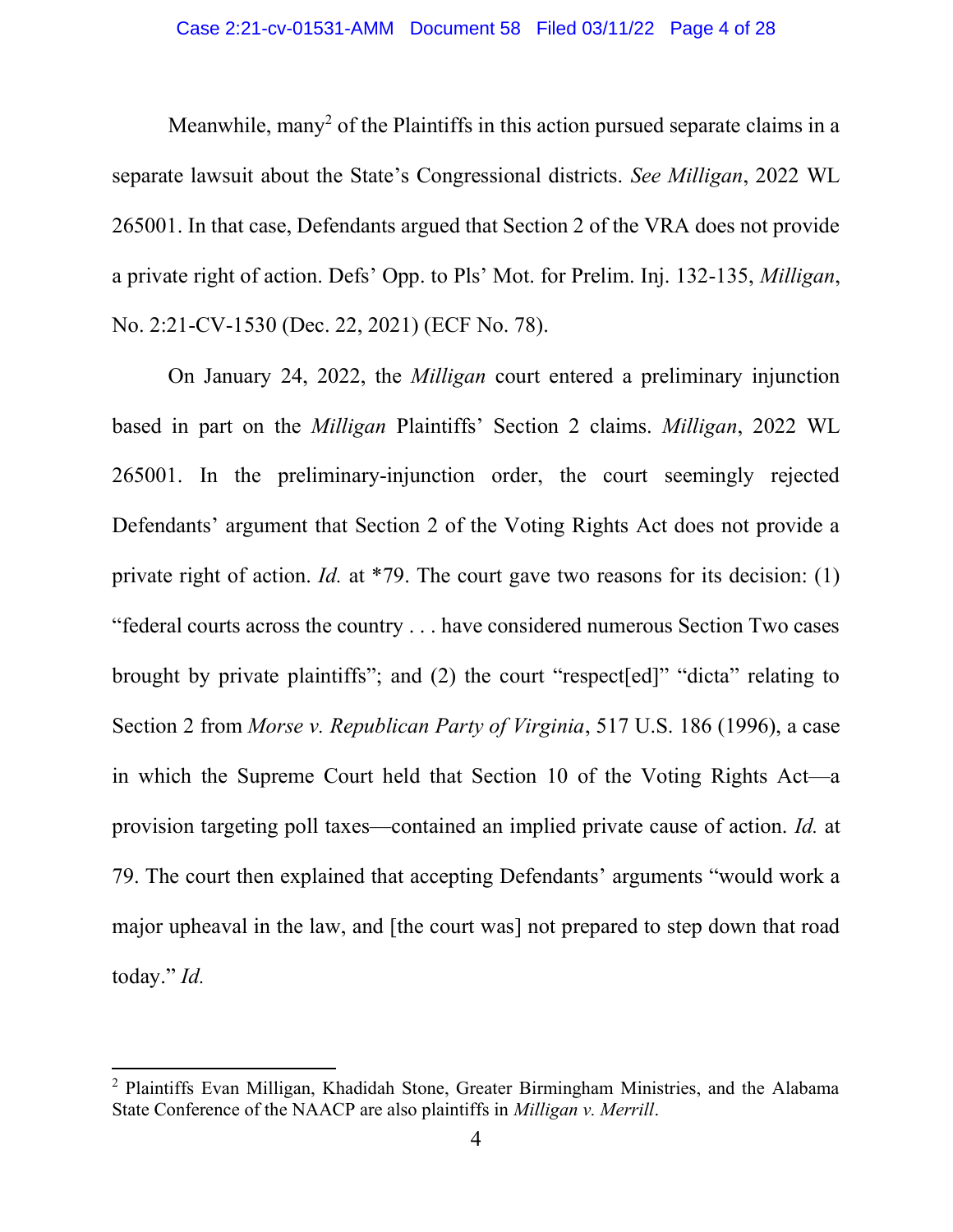Meanwhile, many[2] of the Plaintiffs in this action pursued separate claims in a separate lawsuit about the State's Congressional districts. *See Milligan*, 2022 WL 265001. In that case, Defendants argued that Section 2 of the VRA does not provide a private right of action. Defs' Opp. to Pls' Mot. for Prelim. Inj. 132-135, *Milligan*, No. 2:21-CV-1530 (Dec. 22, 2021) (ECF No. 78).

On January 24, 2022, the *Milligan* court entered a preliminary injunction based in part on the *Milligan* Plaintiffs' Section 2 claims. *Milligan*, 2022 WL 265001. In the preliminary-injunction order, the court seemingly rejected Defendants' argument that Section 2 of the Voting Rights Act does not provide a private right of action. *Id.* at *79. The court gave two reasons for its decision: (1) "federal courts across the country . . . have considered numerous Section Two cases brought by private plaintiffs"; and (2) the court "respect[ed]" "dicta" relating to Section 2 from *Morse v. Republican Party of Virginia*, 517 U.S. 186 (1996), a case in which the Supreme Court held that Section 10 of the Voting Rights Act—a provision targeting poll taxes—contained an implied private cause of action. *Id.* at 79. The court then explained that accepting Defendants' arguments "would work a major upheaval in the law, and [the court was] not prepared to step down that road today." *Id.*

---

[2] Plaintiffs Evan Milligan, Khadidah Stone, Greater Birmingham Ministries, and the Alabama State Conference of the NAACP are also plaintiffs in *Milligan v. Merrill*.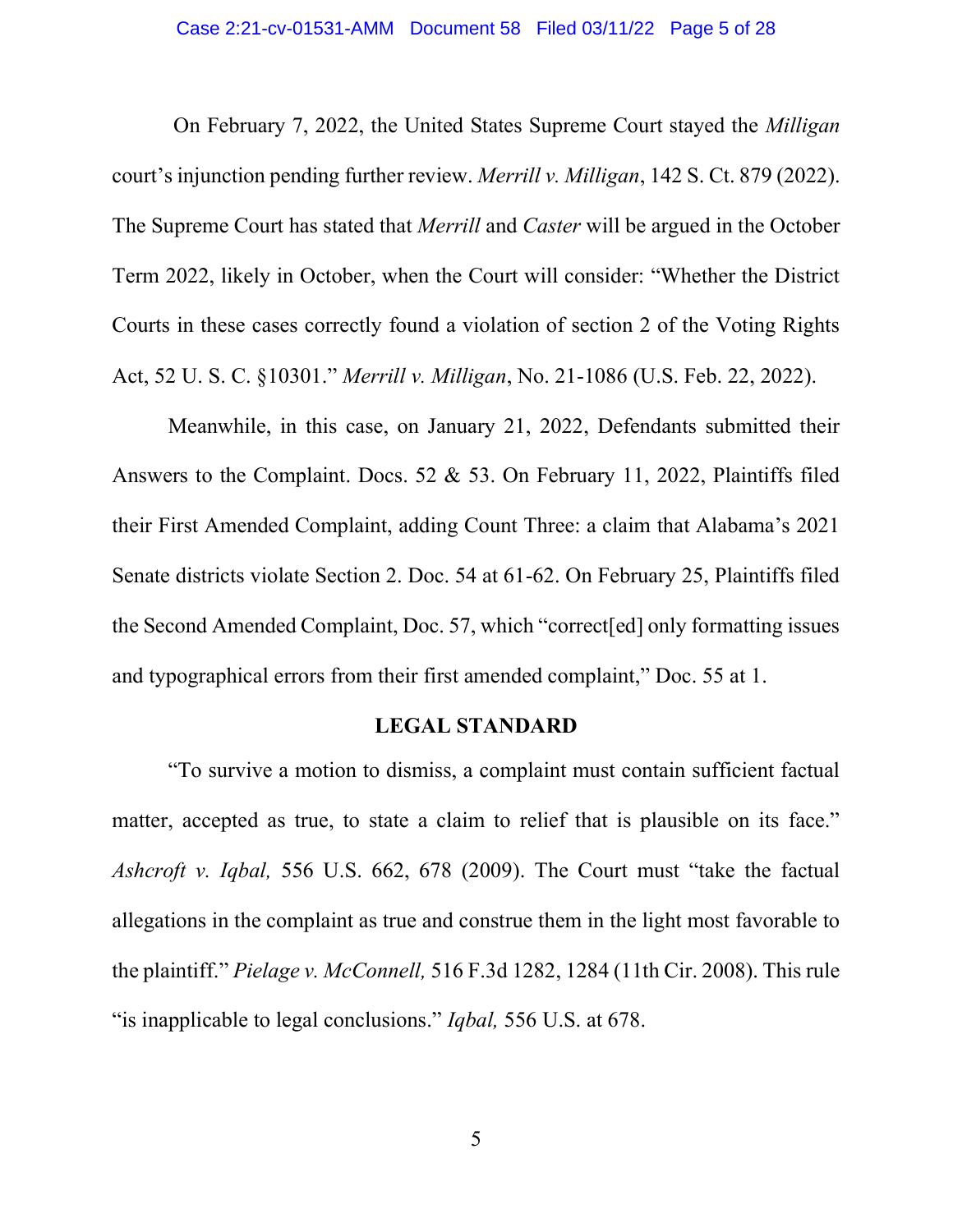On February 7, 2022, the United States Supreme Court stayed the *Milligan* court's injunction pending further review. *Merrill v. Milligan*, 142 S. Ct. 879 (2022). The Supreme Court has stated that *Merrill* and *Caster* will be argued in the October Term 2022, likely in October, when the Court will consider: "Whether the District Courts in these cases correctly found a violation of section 2 of the Voting Rights Act, 52 U. S. C. §10301." *Merrill v. Milligan*, No. 21-1086 (U.S. Feb. 22, 2022).

Meanwhile, in this case, on January 21, 2022, Defendants submitted their Answers to the Complaint. Docs. 52 & 53. On February 11, 2022, Plaintiffs filed their First Amended Complaint, adding Count Three: a claim that Alabama's 2021 Senate districts violate Section 2. Doc. 54 at 61-62. On February 25, Plaintiffs filed the Second Amended Complaint, Doc. 57, which "correct[ed] only formatting issues and typographical errors from their first amended complaint," Doc. 55 at 1.

## LEGAL STANDARD

"To survive a motion to dismiss, a complaint must contain sufficient factual matter, accepted as true, to state a claim to relief that is plausible on its face." *Ashcroft v. Iqbal,* 556 U.S. 662, 678 (2009). The Court must "take the factual allegations in the complaint as true and construe them in the light most favorable to the plaintiff." *Pielage v. McConnell,* 516 F.3d 1282, 1284 (11th Cir. 2008). This rule "is inapplicable to legal conclusions." *Iqbal,* 556 U.S. at 678.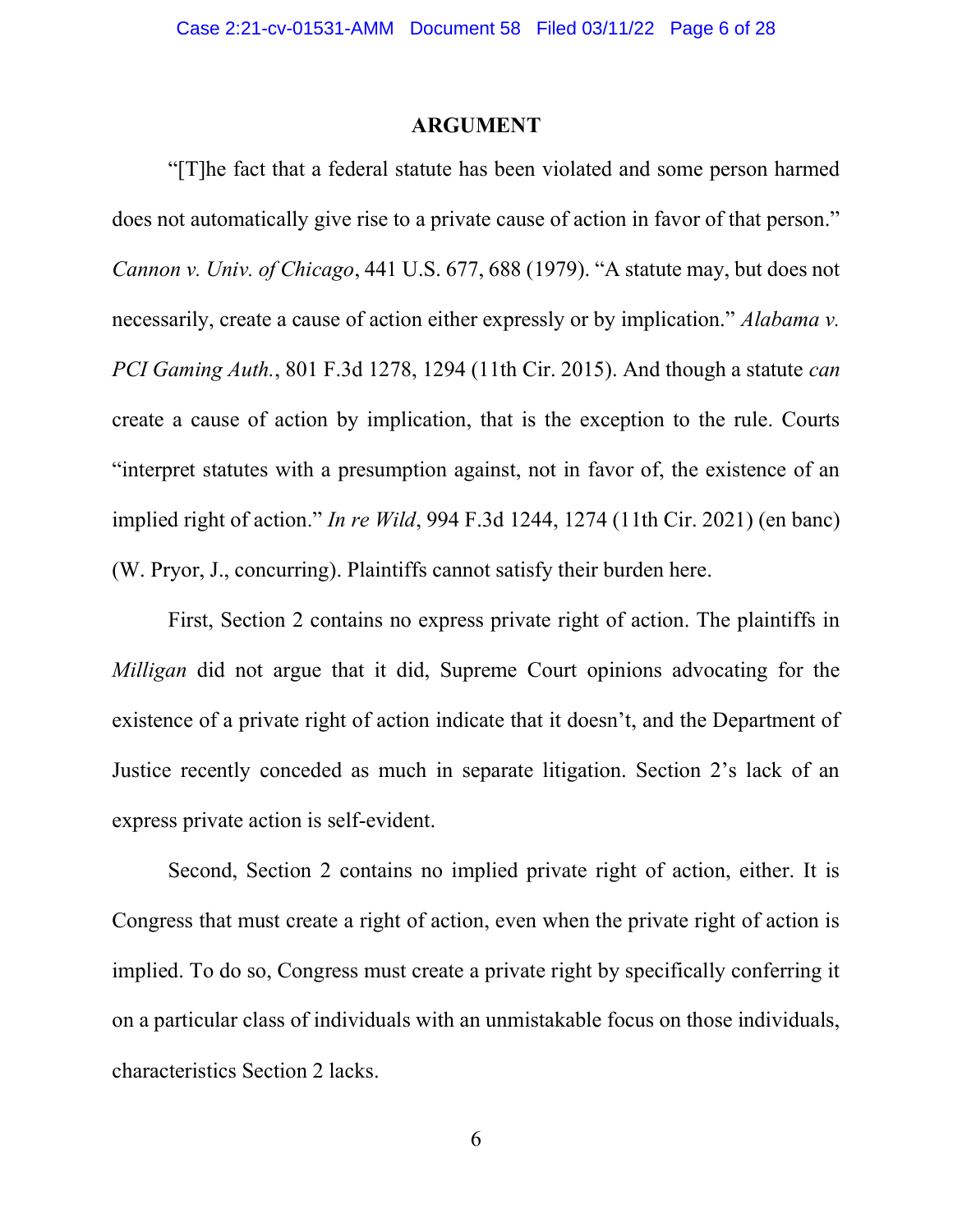## ARGUMENT

"[T]he fact that a federal statute has been violated and some person harmed does not automatically give rise to a private cause of action in favor of that person." *Cannon v. Univ. of Chicago*, 441 U.S. 677, 688 (1979). "A statute may, but does not necessarily, create a cause of action either expressly or by implication." *Alabama v. PCI Gaming Auth.*, 801 F.3d 1278, 1294 (11th Cir. 2015). And though a statute *can* create a cause of action by implication, that is the exception to the rule. Courts "interpret statutes with a presumption against, not in favor of, the existence of an implied right of action." *In re Wild*, 994 F.3d 1244, 1274 (11th Cir. 2021) (en banc) (W. Pryor, J., concurring). Plaintiffs cannot satisfy their burden here.

First, Section 2 contains no express private right of action. The plaintiffs in *Milligan* did not argue that it did, Supreme Court opinions advocating for the existence of a private right of action indicate that it doesn't, and the Department of Justice recently conceded as much in separate litigation. Section 2's lack of an express private action is self-evident.

Second, Section 2 contains no implied private right of action, either. It is Congress that must create a right of action, even when the private right of action is implied. To do so, Congress must create a private right by specifically conferring it on a particular class of individuals with an unmistakable focus on those individuals, characteristics Section 2 lacks.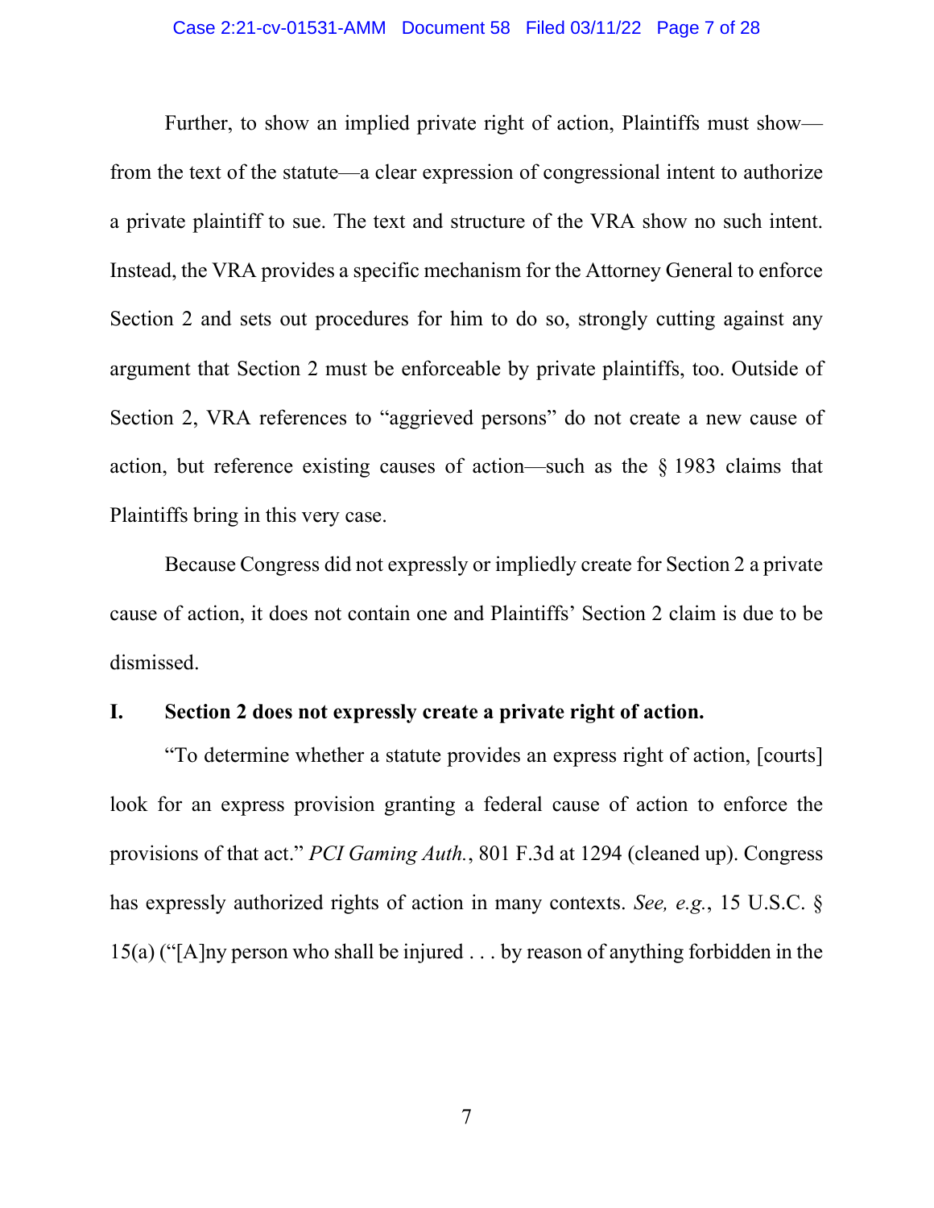Further, to show an implied private right of action, Plaintiffs must show—from the text of the statute—a clear expression of congressional intent to authorize a private plaintiff to sue. The text and structure of the VRA show no such intent. Instead, the VRA provides a specific mechanism for the Attorney General to enforce Section 2 and sets out procedures for him to do so, strongly cutting against any argument that Section 2 must be enforceable by private plaintiffs, too. Outside of Section 2, VRA references to "aggrieved persons" do not create a new cause of action, but reference existing causes of action—such as the § 1983 claims that Plaintiffs bring in this very case.

Because Congress did not expressly or impliedly create for Section 2 a private cause of action, it does not contain one and Plaintiffs' Section 2 claim is due to be dismissed.

## I. Section 2 does not expressly create a private right of action.

"To determine whether a statute provides an express right of action, [courts] look for an express provision granting a federal cause of action to enforce the provisions of that act." *PCI Gaming Auth.*, 801 F.3d at 1294 (cleaned up). Congress has expressly authorized rights of action in many contexts. *See, e.g.*, 15 U.S.C. § 15(a) ("[A]ny person who shall be injured . . . by reason of anything forbidden in the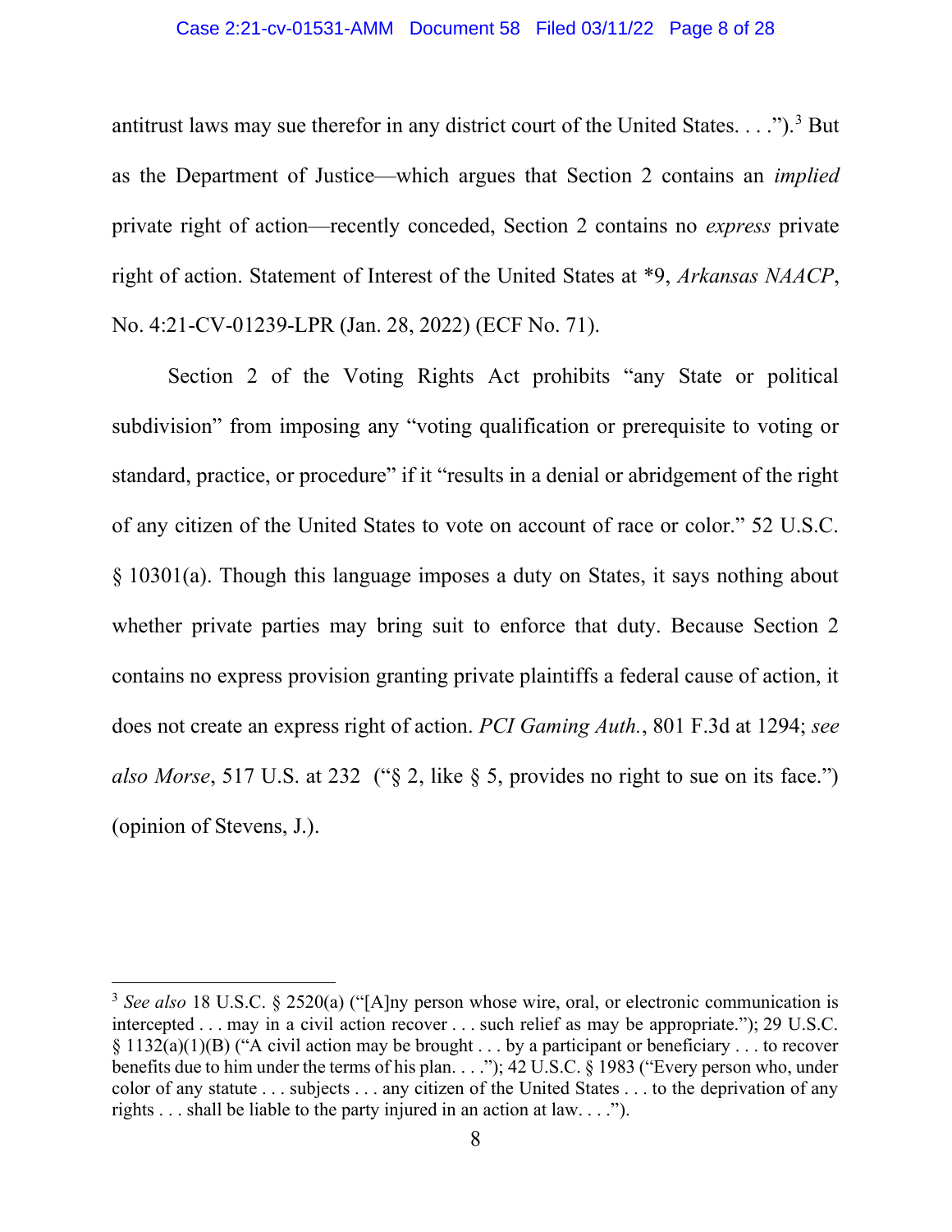antitrust laws may sue therefor in any district court of the United States. . . .").[3] But as the Department of Justice—which argues that Section 2 contains an *implied* private right of action—recently conceded, Section 2 contains no *express* private right of action. Statement of Interest of the United States at *9, *Arkansas NAACP*, No. 4:21-CV-01239-LPR (Jan. 28, 2022) (ECF No. 71).

Section 2 of the Voting Rights Act prohibits "any State or political subdivision" from imposing any "voting qualification or prerequisite to voting or standard, practice, or procedure" if it "results in a denial or abridgement of the right of any citizen of the United States to vote on account of race or color." 52 U.S.C. § 10301(a). Though this language imposes a duty on States, it says nothing about whether private parties may bring suit to enforce that duty. Because Section 2 contains no express provision granting private plaintiffs a federal cause of action, it does not create an express right of action. *PCI Gaming Auth.*, 801 F.3d at 1294; *see also Morse*, 517 U.S. at 232 ("§ 2, like § 5, provides no right to sue on its face.") (opinion of Stevens, J.).

---

[3] *See also* 18 U.S.C. § 2520(a) ("[A]ny person whose wire, oral, or electronic communication is intercepted . . . may in a civil action recover . . . such relief as may be appropriate."); 29 U.S.C. § 1132(a)(1)(B) ("A civil action may be brought . . . by a participant or beneficiary . . . to recover benefits due to him under the terms of his plan. . . ."); 42 U.S.C. § 1983 ("Every person who, under color of any statute . . . subjects . . . any citizen of the United States . . . to the deprivation of any rights . . . shall be liable to the party injured in an action at law. . . .").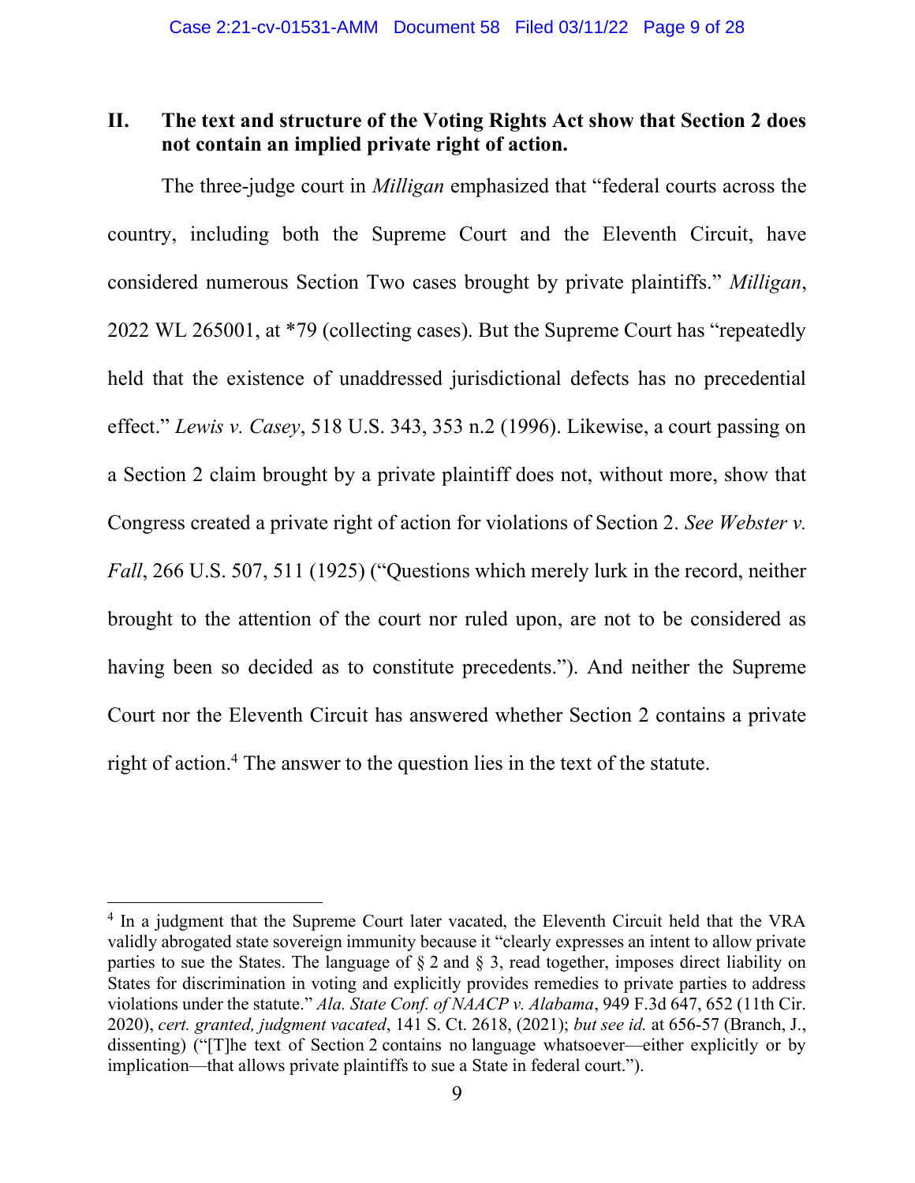## II. The text and structure of the Voting Rights Act show that Section 2 does not contain an implied private right of action.

The three-judge court in *Milligan* emphasized that "federal courts across the country, including both the Supreme Court and the Eleventh Circuit, have considered numerous Section Two cases brought by private plaintiffs." *Milligan*, 2022 WL 265001, at *79 (collecting cases). But the Supreme Court has "repeatedly held that the existence of unaddressed jurisdictional defects has no precedential effect." *Lewis v. Casey*, 518 U.S. 343, 353 n.2 (1996). Likewise, a court passing on a Section 2 claim brought by a private plaintiff does not, without more, show that Congress created a private right of action for violations of Section 2. *See Webster v. Fall*, 266 U.S. 507, 511 (1925) ("Questions which merely lurk in the record, neither brought to the attention of the court nor ruled upon, are not to be considered as having been so decided as to constitute precedents."). And neither the Supreme Court nor the Eleventh Circuit has answered whether Section 2 contains a private right of action.[4] The answer to the question lies in the text of the statute.

---

[4] In a judgment that the Supreme Court later vacated, the Eleventh Circuit held that the VRA validly abrogated state sovereign immunity because it "clearly expresses an intent to allow private parties to sue the States. The language of § 2 and § 3, read together, imposes direct liability on States for discrimination in voting and explicitly provides remedies to private parties to address violations under the statute." *Ala. State Conf. of NAACP v. Alabama*, 949 F.3d 647, 652 (11th Cir. 2020), *cert. granted, judgment vacated*, 141 S. Ct. 2618, (2021); *but see id.* at 656-57 (Branch, J., dissenting) ("[T]he text of Section 2 contains no language whatsoever—either explicitly or by implication—that allows private plaintiffs to sue a State in federal court.").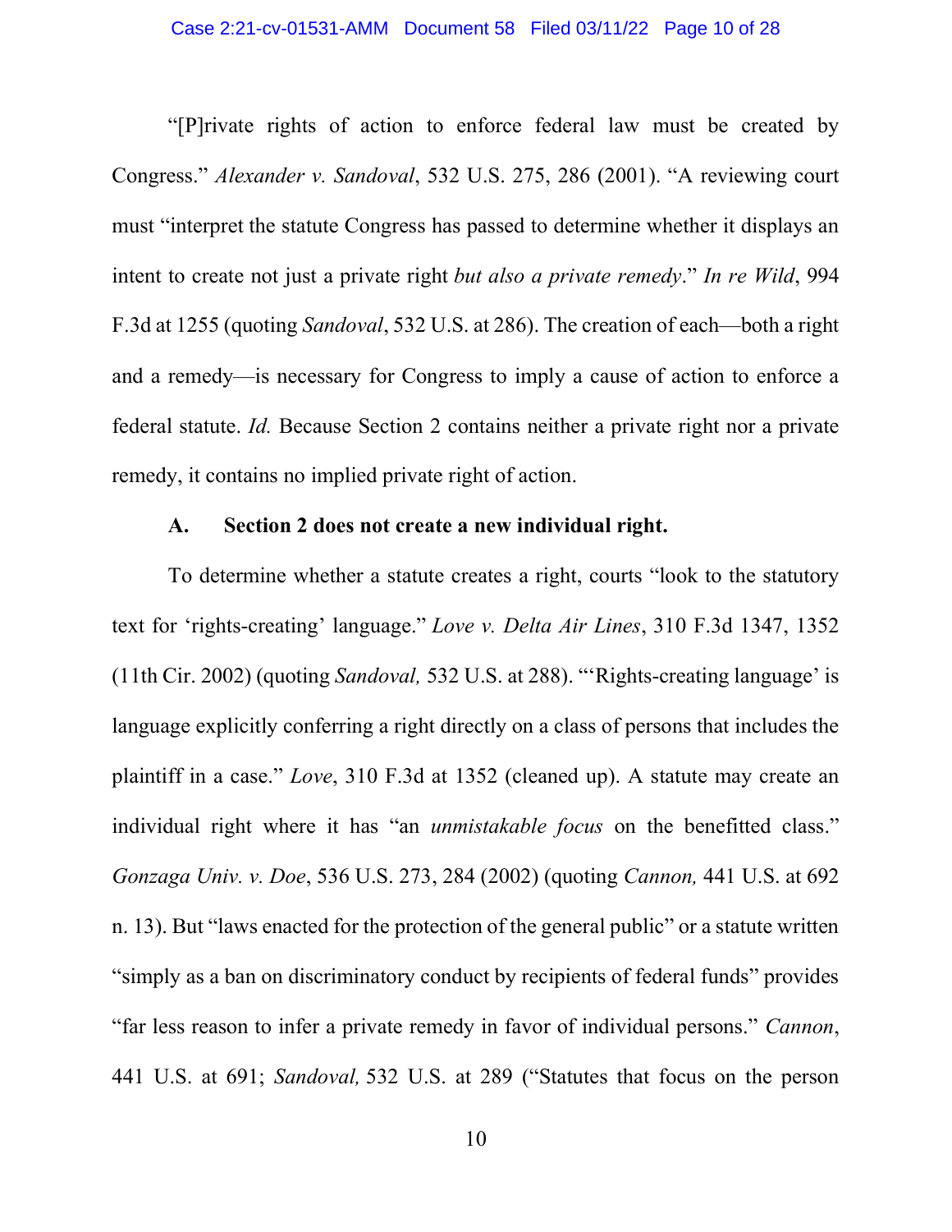"[P]rivate rights of action to enforce federal law must be created by Congress." *Alexander v. Sandoval*, 532 U.S. 275, 286 (2001). "A reviewing court must "interpret the statute Congress has passed to determine whether it displays an intent to create not just a private right *but also a private remedy*." *In re Wild*, 994 F.3d at 1255 (quoting *Sandoval*, 532 U.S. at 286). The creation of each—both a right and a remedy—is necessary for Congress to imply a cause of action to enforce a federal statute. *Id.* Because Section 2 contains neither a private right nor a private remedy, it contains no implied private right of action.

### A. Section 2 does not create a new individual right.

To determine whether a statute creates a right, courts "look to the statutory text for 'rights-creating' language." *Love v. Delta Air Lines*, 310 F.3d 1347, 1352 (11th Cir. 2002) (quoting *Sandoval,* 532 U.S. at 288). "'Rights-creating language' is language explicitly conferring a right directly on a class of persons that includes the plaintiff in a case." *Love*, 310 F.3d at 1352 (cleaned up). A statute may create an individual right where it has "an *unmistakable focus* on the benefitted class." *Gonzaga Univ. v. Doe*, 536 U.S. 273, 284 (2002) (quoting *Cannon,* 441 U.S. at 692 n. 13). But "laws enacted for the protection of the general public" or a statute written "simply as a ban on discriminatory conduct by recipients of federal funds" provides "far less reason to infer a private remedy in favor of individual persons." *Cannon*, 441 U.S. at 691; *Sandoval,* 532 U.S. at 289 ("Statutes that focus on the person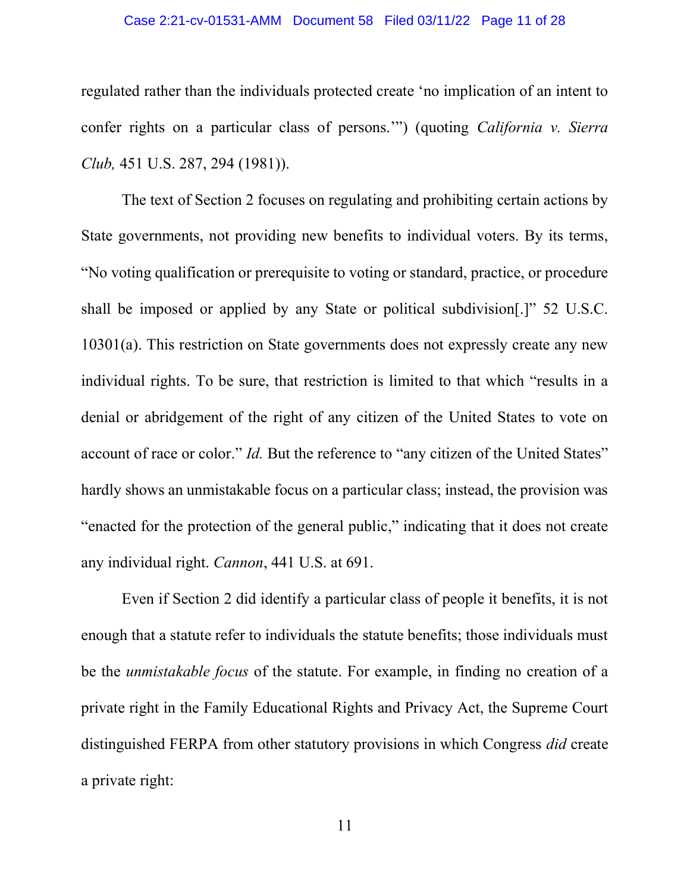regulated rather than the individuals protected create 'no implication of an intent to confer rights on a particular class of persons.'") (quoting *California v. Sierra Club,* 451 U.S. 287, 294 (1981)).

The text of Section 2 focuses on regulating and prohibiting certain actions by State governments, not providing new benefits to individual voters. By its terms, "No voting qualification or prerequisite to voting or standard, practice, or procedure shall be imposed or applied by any State or political subdivision[.]" 52 U.S.C. 10301(a). This restriction on State governments does not expressly create any new individual rights. To be sure, that restriction is limited to that which "results in a denial or abridgement of the right of any citizen of the United States to vote on account of race or color." *Id.* But the reference to "any citizen of the United States" hardly shows an unmistakable focus on a particular class; instead, the provision was "enacted for the protection of the general public," indicating that it does not create any individual right. *Cannon*, 441 U.S. at 691.

Even if Section 2 did identify a particular class of people it benefits, it is not enough that a statute refer to individuals the statute benefits; those individuals must be the *unmistakable focus* of the statute. For example, in finding no creation of a private right in the Family Educational Rights and Privacy Act, the Supreme Court distinguished FERPA from other statutory provisions in which Congress *did* create a private right: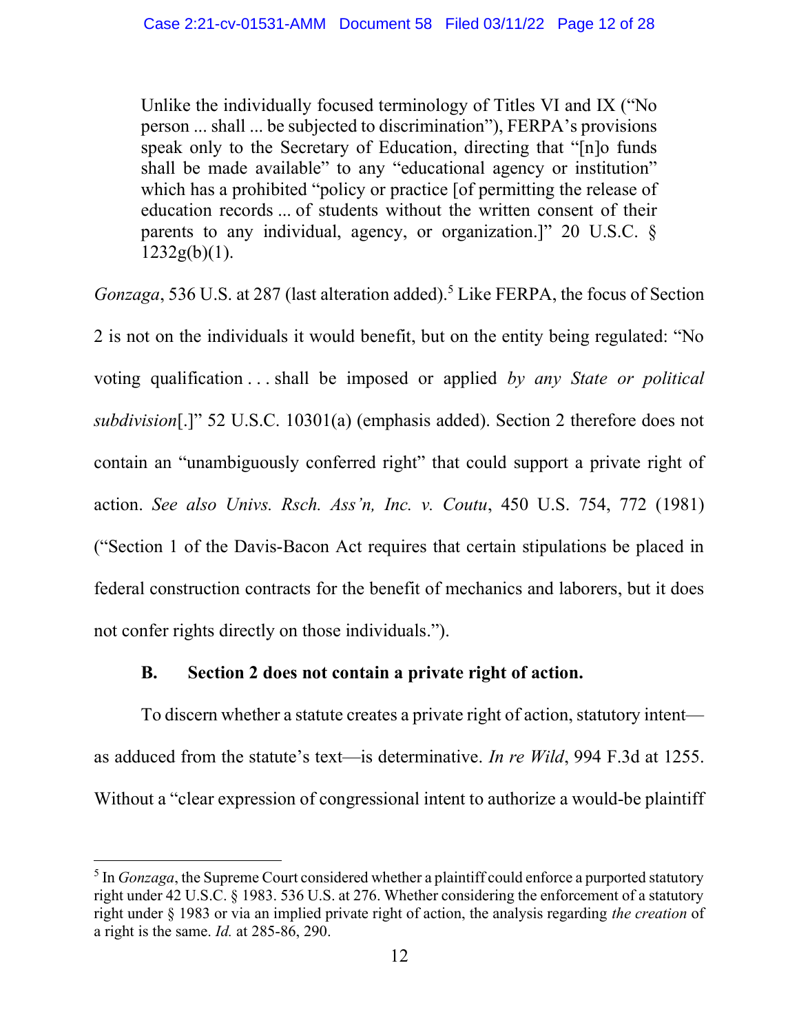> Unlike the individually focused terminology of Titles VI and IX ("No person ... shall ... be subjected to discrimination"), FERPA's provisions speak only to the Secretary of Education, directing that "[n]o funds shall be made available" to any "educational agency or institution" which has a prohibited "policy or practice [of permitting the release of education records ... of students without the written consent of their parents to any individual, agency, or organization.]" 20 U.S.C. § 1232g(b)(1).

*Gonzaga*, 536 U.S. at 287 (last alteration added).[5] Like FERPA, the focus of Section 2 is not on the individuals it would benefit, but on the entity being regulated: "No voting qualification . . . shall be imposed or applied *by any State or political subdivision*[.]" 52 U.S.C. 10301(a) (emphasis added). Section 2 therefore does not contain an "unambiguously conferred right" that could support a private right of action. *See also Univs. Rsch. Ass'n, Inc. v. Coutu*, 450 U.S. 754, 772 (1981) ("Section 1 of the Davis-Bacon Act requires that certain stipulations be placed in federal construction contracts for the benefit of mechanics and laborers, but it does not confer rights directly on those individuals.").

**B. Section 2 does not contain a private right of action.**

To discern whether a statute creates a private right of action, statutory intent—as adduced from the statute's text—is determinative. *In re Wild*, 994 F.3d at 1255. Without a "clear expression of congressional intent to authorize a would-be plaintiff

---

[5] In *Gonzaga*, the Supreme Court considered whether a plaintiff could enforce a purported statutory right under 42 U.S.C. § 1983. 536 U.S. at 276. Whether considering the enforcement of a statutory right under § 1983 or via an implied private right of action, the analysis regarding *the creation* of a right is the same. *Id.* at 285-86, 290.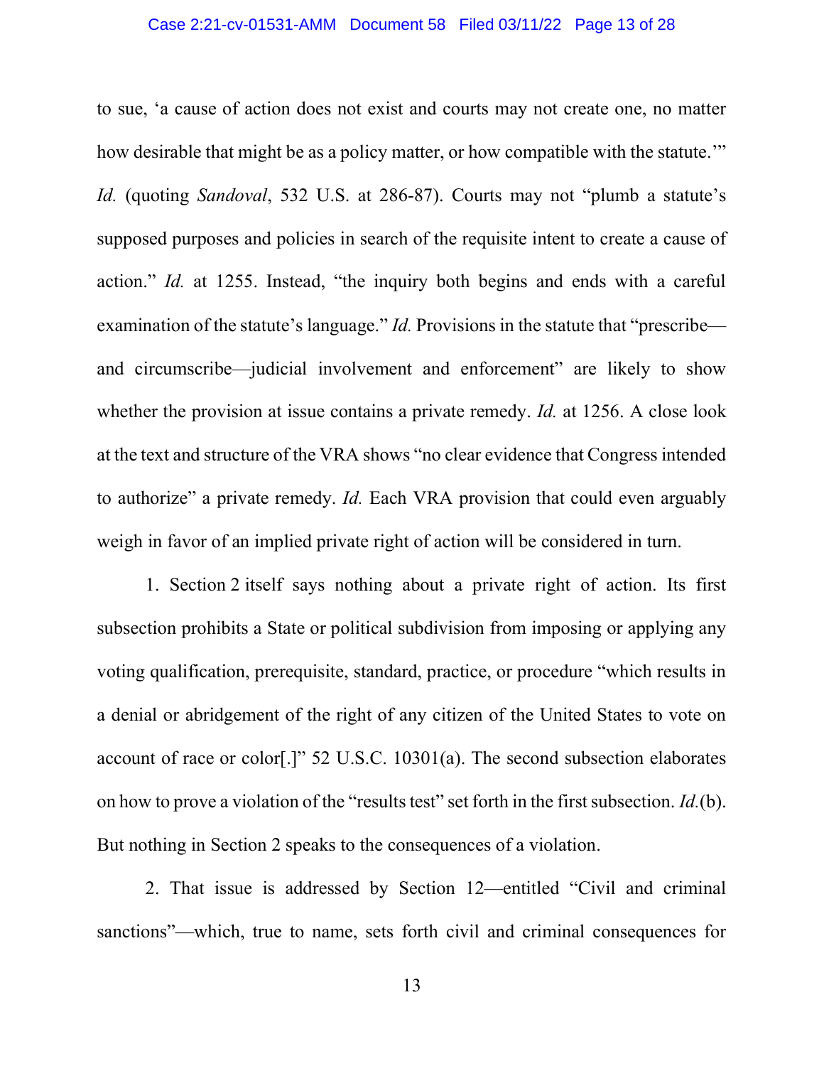to sue, 'a cause of action does not exist and courts may not create one, no matter how desirable that might be as a policy matter, or how compatible with the statute.'" *Id.* (quoting *Sandoval*, 532 U.S. at 286-87). Courts may not "plumb a statute's supposed purposes and policies in search of the requisite intent to create a cause of action." *Id.* at 1255. Instead, "the inquiry both begins and ends with a careful examination of the statute's language." *Id.* Provisions in the statute that "prescribe—and circumscribe—judicial involvement and enforcement" are likely to show whether the provision at issue contains a private remedy. *Id.* at 1256. A close look at the text and structure of the VRA shows "no clear evidence that Congress intended to authorize" a private remedy. *Id.* Each VRA provision that could even arguably weigh in favor of an implied private right of action will be considered in turn.

1. Section 2 itself says nothing about a private right of action. Its first subsection prohibits a State or political subdivision from imposing or applying any voting qualification, prerequisite, standard, practice, or procedure "which results in a denial or abridgement of the right of any citizen of the United States to vote on account of race or color[.]" 52 U.S.C. 10301(a). The second subsection elaborates on how to prove a violation of the "results test" set forth in the first subsection. *Id.*(b). But nothing in Section 2 speaks to the consequences of a violation.

2. That issue is addressed by Section 12—entitled "Civil and criminal sanctions"—which, true to name, sets forth civil and criminal consequences for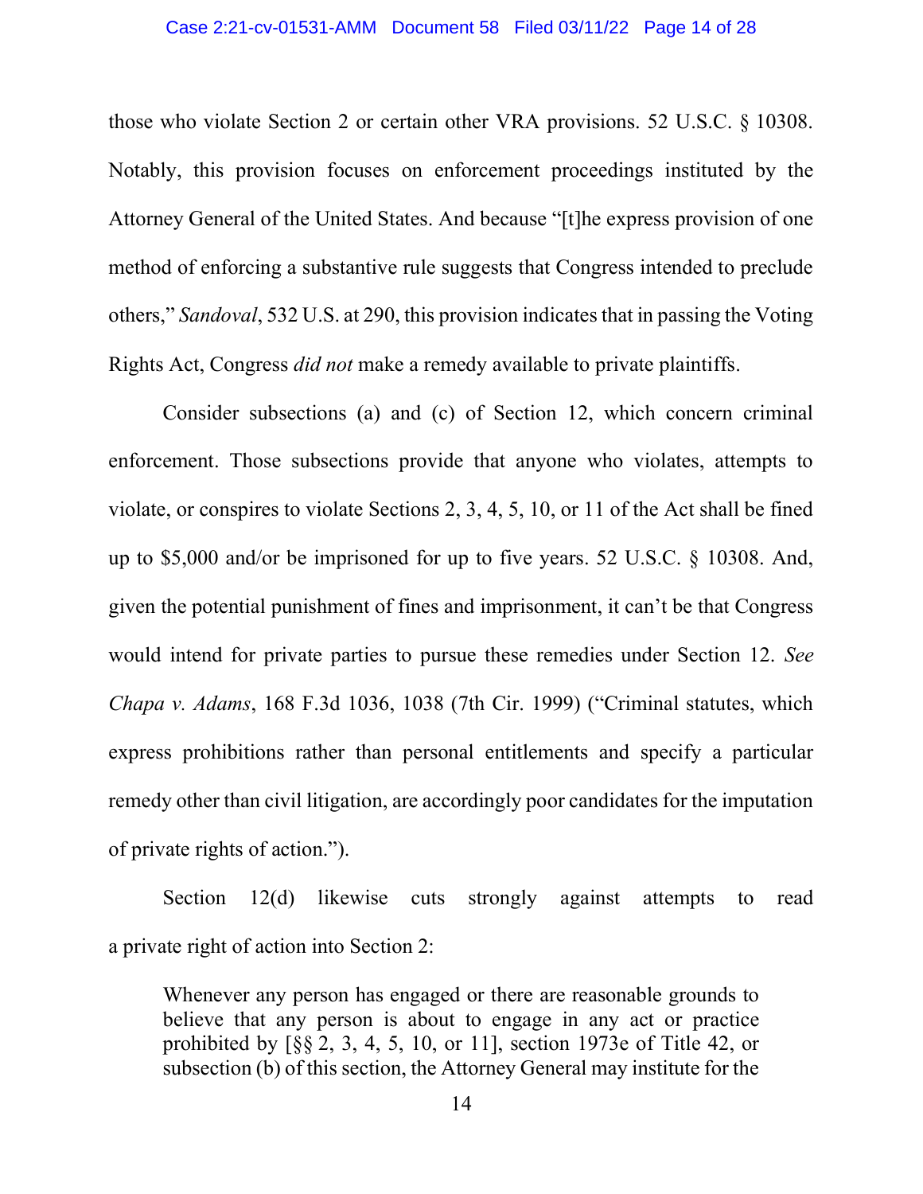those who violate Section 2 or certain other VRA provisions. 52 U.S.C. § 10308. Notably, this provision focuses on enforcement proceedings instituted by the Attorney General of the United States. And because "[t]he express provision of one method of enforcing a substantive rule suggests that Congress intended to preclude others," *Sandoval*, 532 U.S. at 290, this provision indicates that in passing the Voting Rights Act, Congress *did not* make a remedy available to private plaintiffs.

Consider subsections (a) and (c) of Section 12, which concern criminal enforcement. Those subsections provide that anyone who violates, attempts to violate, or conspires to violate Sections 2, 3, 4, 5, 10, or 11 of the Act shall be fined up to $5,000 and/or be imprisoned for up to five years. 52 U.S.C. § 10308. And, given the potential punishment of fines and imprisonment, it can't be that Congress would intend for private parties to pursue these remedies under Section 12. *See Chapa v. Adams*, 168 F.3d 1036, 1038 (7th Cir. 1999) ("Criminal statutes, which express prohibitions rather than personal entitlements and specify a particular remedy other than civil litigation, are accordingly poor candidates for the imputation of private rights of action.").

Section 12(d) likewise cuts strongly against attempts to read a private right of action into Section 2:

> Whenever any person has engaged or there are reasonable grounds to believe that any person is about to engage in any act or practice prohibited by [§§ 2, 3, 4, 5, 10, or 11], section 1973e of Title 42, or subsection (b) of this section, the Attorney General may institute for the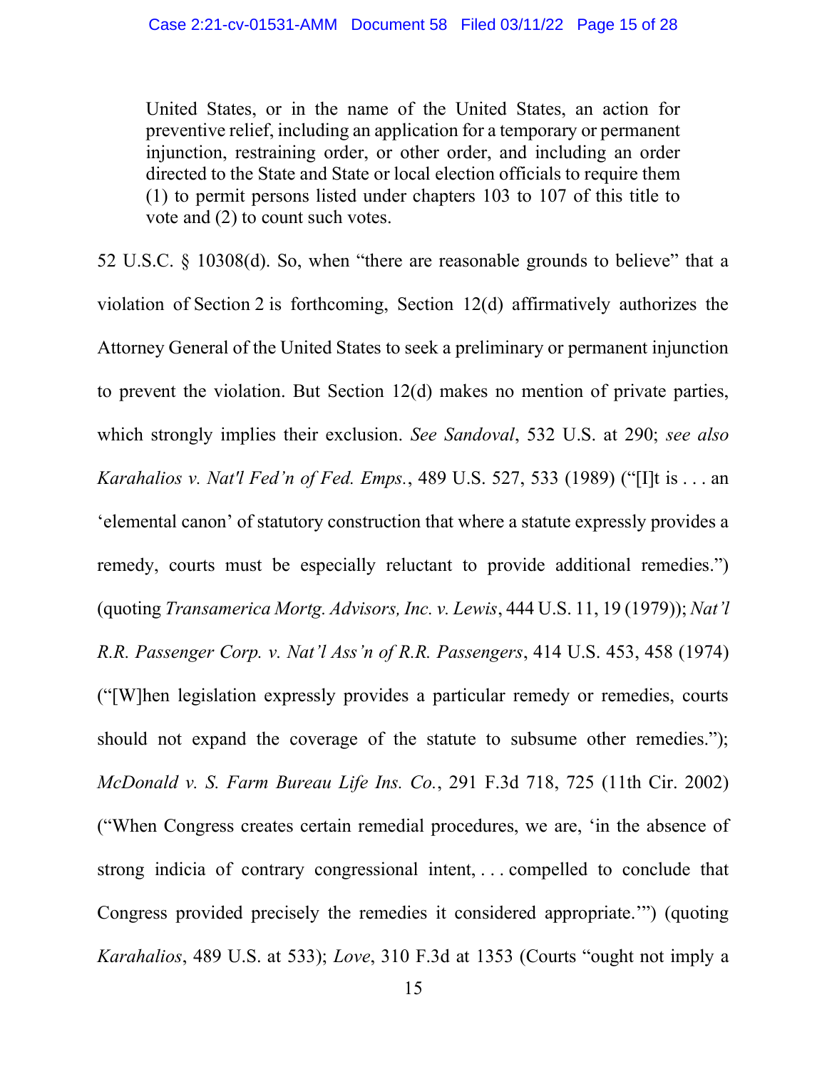> United States, or in the name of the United States, an action for preventive relief, including an application for a temporary or permanent injunction, restraining order, or other order, and including an order directed to the State and State or local election officials to require them (1) to permit persons listed under chapters 103 to 107 of this title to vote and (2) to count such votes.

52 U.S.C. § 10308(d). So, when "there are reasonable grounds to believe" that a violation of Section 2 is forthcoming, Section 12(d) affirmatively authorizes the Attorney General of the United States to seek a preliminary or permanent injunction to prevent the violation. But Section 12(d) makes no mention of private parties, which strongly implies their exclusion. *See Sandoval*, 532 U.S. at 290; *see also Karahalios v. Nat'l Fed'n of Fed. Emps.*, 489 U.S. 527, 533 (1989) ("[I]t is . . . an 'elemental canon' of statutory construction that where a statute expressly provides a remedy, courts must be especially reluctant to provide additional remedies.") (quoting *Transamerica Mortg. Advisors, Inc. v. Lewis*, 444 U.S. 11, 19 (1979)); *Nat'l R.R. Passenger Corp. v. Nat'l Ass'n of R.R. Passengers*, 414 U.S. 453, 458 (1974) ("[W]hen legislation expressly provides a particular remedy or remedies, courts should not expand the coverage of the statute to subsume other remedies."); *McDonald v. S. Farm Bureau Life Ins. Co.*, 291 F.3d 718, 725 (11th Cir. 2002) ("When Congress creates certain remedial procedures, we are, 'in the absence of strong indicia of contrary congressional intent, . . . compelled to conclude that Congress provided precisely the remedies it considered appropriate.'") (quoting *Karahalios*, 489 U.S. at 533); *Love*, 310 F.3d at 1353 (Courts "ought not imply a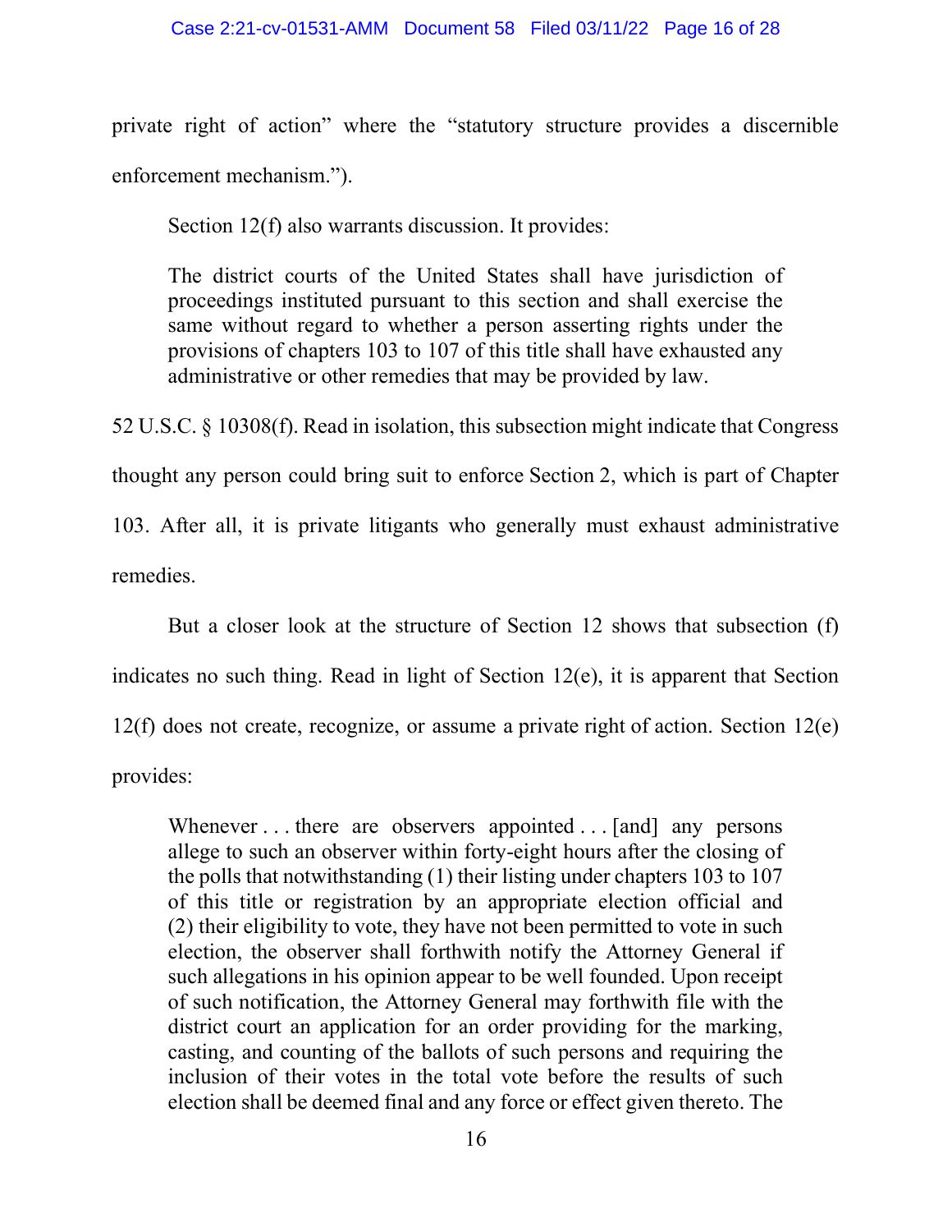private right of action" where the "statutory structure provides a discernible enforcement mechanism.").

Section 12(f) also warrants discussion. It provides:

> The district courts of the United States shall have jurisdiction of proceedings instituted pursuant to this section and shall exercise the same without regard to whether a person asserting rights under the provisions of chapters 103 to 107 of this title shall have exhausted any administrative or other remedies that may be provided by law.

52 U.S.C. § 10308(f). Read in isolation, this subsection might indicate that Congress thought any person could bring suit to enforce Section 2, which is part of Chapter 103. After all, it is private litigants who generally must exhaust administrative remedies.

But a closer look at the structure of Section 12 shows that subsection (f) indicates no such thing. Read in light of Section 12(e), it is apparent that Section 12(f) does not create, recognize, or assume a private right of action. Section 12(e) provides:

> Whenever . . . there are observers appointed . . . [and] any persons allege to such an observer within forty-eight hours after the closing of the polls that notwithstanding (1) their listing under chapters 103 to 107 of this title or registration by an appropriate election official and (2) their eligibility to vote, they have not been permitted to vote in such election, the observer shall forthwith notify the Attorney General if such allegations in his opinion appear to be well founded. Upon receipt of such notification, the Attorney General may forthwith file with the district court an application for an order providing for the marking, casting, and counting of the ballots of such persons and requiring the inclusion of their votes in the total vote before the results of such election shall be deemed final and any force or effect given thereto. The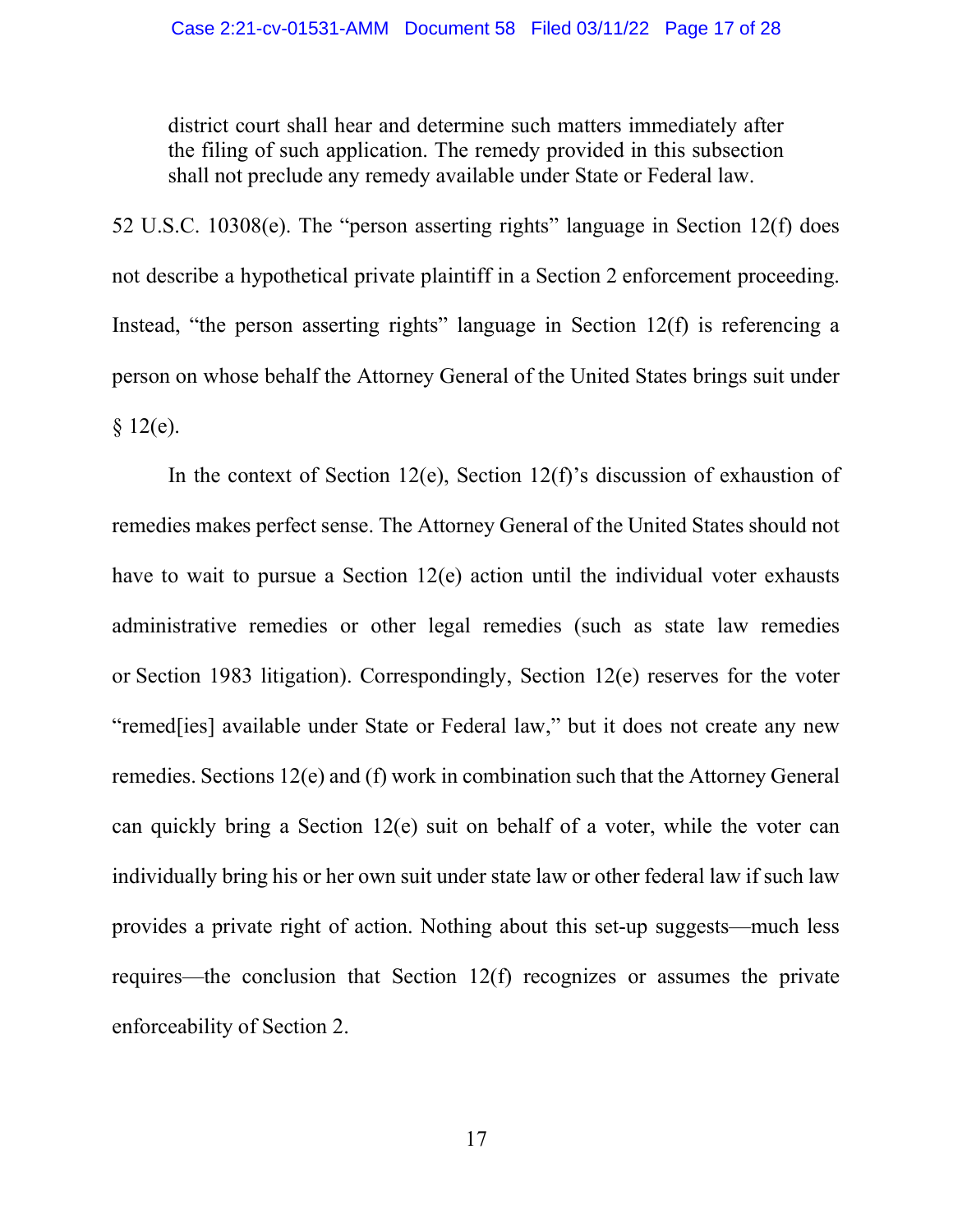> district court shall hear and determine such matters immediately after the filing of such application. The remedy provided in this subsection shall not preclude any remedy available under State or Federal law.

52 U.S.C. 10308(e). The "person asserting rights" language in Section 12(f) does not describe a hypothetical private plaintiff in a Section 2 enforcement proceeding. Instead, "the person asserting rights" language in Section 12(f) is referencing a person on whose behalf the Attorney General of the United States brings suit under § 12(e).

In the context of Section 12(e), Section 12(f)'s discussion of exhaustion of remedies makes perfect sense. The Attorney General of the United States should not have to wait to pursue a Section 12(e) action until the individual voter exhausts administrative remedies or other legal remedies (such as state law remedies or Section 1983 litigation). Correspondingly, Section 12(e) reserves for the voter "remed[ies] available under State or Federal law," but it does not create any new remedies. Sections 12(e) and (f) work in combination such that the Attorney General can quickly bring a Section 12(e) suit on behalf of a voter, while the voter can individually bring his or her own suit under state law or other federal law if such law provides a private right of action. Nothing about this set-up suggests—much less requires—the conclusion that Section 12(f) recognizes or assumes the private enforceability of Section 2.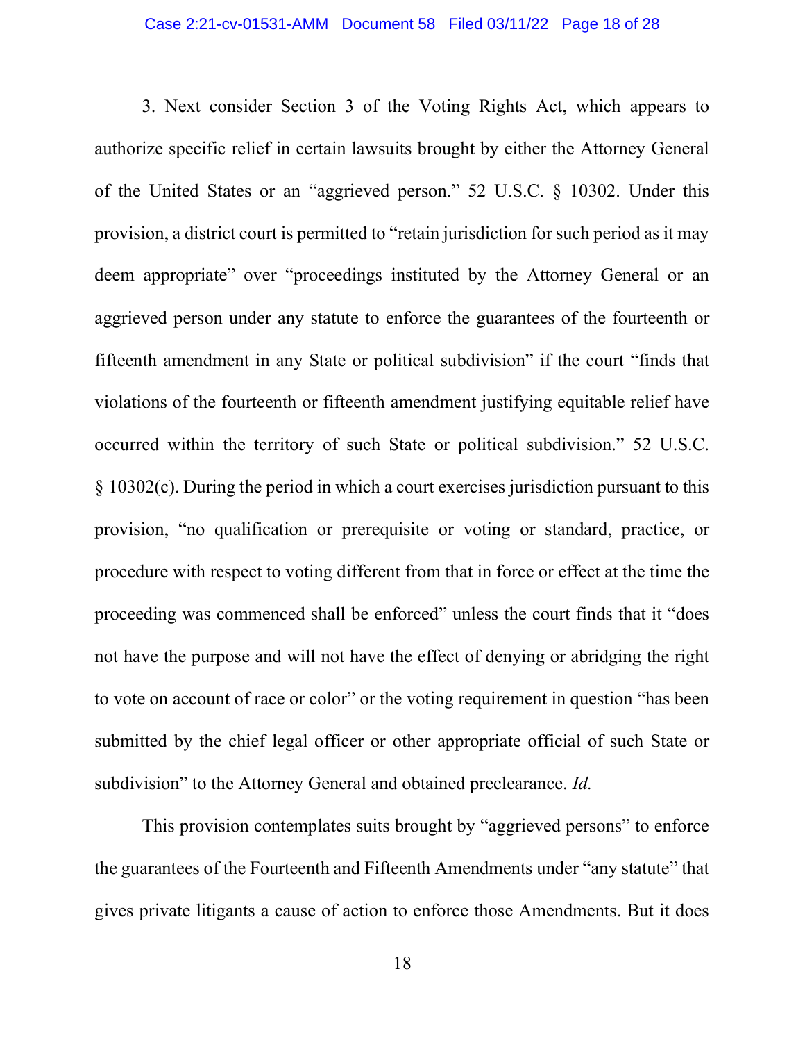3. Next consider Section 3 of the Voting Rights Act, which appears to authorize specific relief in certain lawsuits brought by either the Attorney General of the United States or an "aggrieved person." 52 U.S.C. § 10302. Under this provision, a district court is permitted to "retain jurisdiction for such period as it may deem appropriate" over "proceedings instituted by the Attorney General or an aggrieved person under any statute to enforce the guarantees of the fourteenth or fifteenth amendment in any State or political subdivision" if the court "finds that violations of the fourteenth or fifteenth amendment justifying equitable relief have occurred within the territory of such State or political subdivision." 52 U.S.C. § 10302(c). During the period in which a court exercises jurisdiction pursuant to this provision, "no qualification or prerequisite or voting or standard, practice, or procedure with respect to voting different from that in force or effect at the time the proceeding was commenced shall be enforced" unless the court finds that it "does not have the purpose and will not have the effect of denying or abridging the right to vote on account of race or color" or the voting requirement in question "has been submitted by the chief legal officer or other appropriate official of such State or subdivision" to the Attorney General and obtained preclearance. *Id.*

This provision contemplates suits brought by "aggrieved persons" to enforce the guarantees of the Fourteenth and Fifteenth Amendments under "any statute" that gives private litigants a cause of action to enforce those Amendments. But it does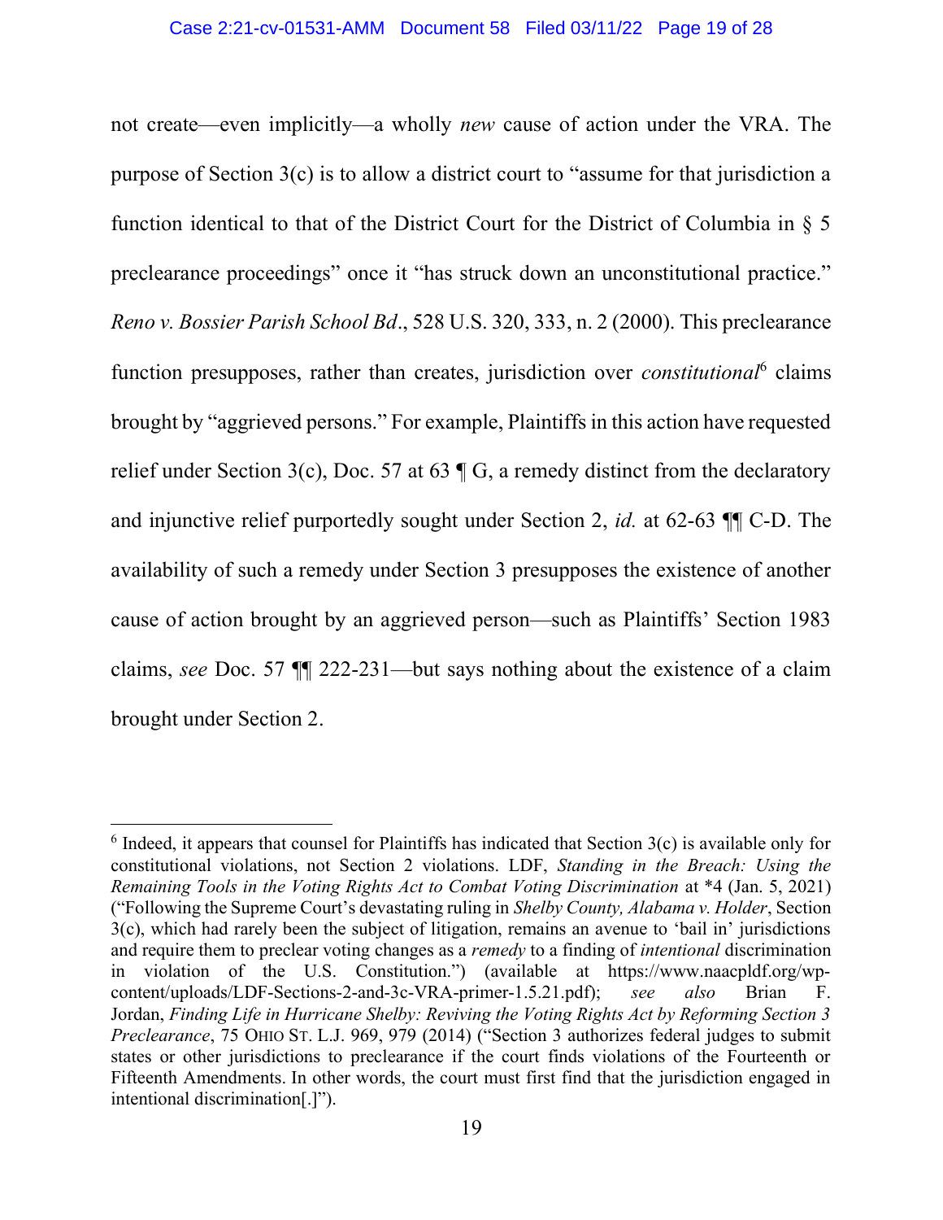not create—even implicitly—a wholly *new* cause of action under the VRA. The purpose of Section 3(c) is to allow a district court to "assume for that jurisdiction a function identical to that of the District Court for the District of Columbia in § 5 preclearance proceedings" once it "has struck down an unconstitutional practice." *Reno v. Bossier Parish School Bd*., 528 U.S. 320, 333, n. 2 (2000). This preclearance function presupposes, rather than creates, jurisdiction over *constitutional*[6] claims brought by "aggrieved persons." For example, Plaintiffs in this action have requested relief under Section 3(c), Doc. 57 at 63 ¶ G, a remedy distinct from the declaratory and injunctive relief purportedly sought under Section 2, *id.* at 62-63 ¶¶ C-D. The availability of such a remedy under Section 3 presupposes the existence of another cause of action brought by an aggrieved person—such as Plaintiffs' Section 1983 claims, *see* Doc. 57 ¶¶ 222-231—but says nothing about the existence of a claim brought under Section 2.

---

[6] Indeed, it appears that counsel for Plaintiffs has indicated that Section 3(c) is available only for constitutional violations, not Section 2 violations. LDF, *Standing in the Breach: Using the Remaining Tools in the Voting Rights Act to Combat Voting Discrimination* at *4 (Jan. 5, 2021) ("Following the Supreme Court's devastating ruling in *Shelby County, Alabama v. Holder*, Section 3(c), which had rarely been the subject of litigation, remains an avenue to 'bail in' jurisdictions and require them to preclear voting changes as a *remedy* to a finding of *intentional* discrimination in violation of the U.S. Constitution.") (available at https://www.naacpldf.org/wp-content/uploads/LDF-Sections-2-and-3c-VRA-primer-1.5.21.pdf); *see also* Brian F. Jordan, *Finding Life in Hurricane Shelby: Reviving the Voting Rights Act by Reforming Section 3 Preclearance*, 75 OHIO ST. L.J. 969, 979 (2014) ("Section 3 authorizes federal judges to submit states or other jurisdictions to preclearance if the court finds violations of the Fourteenth or Fifteenth Amendments. In other words, the court must first find that the jurisdiction engaged in intentional discrimination[.]").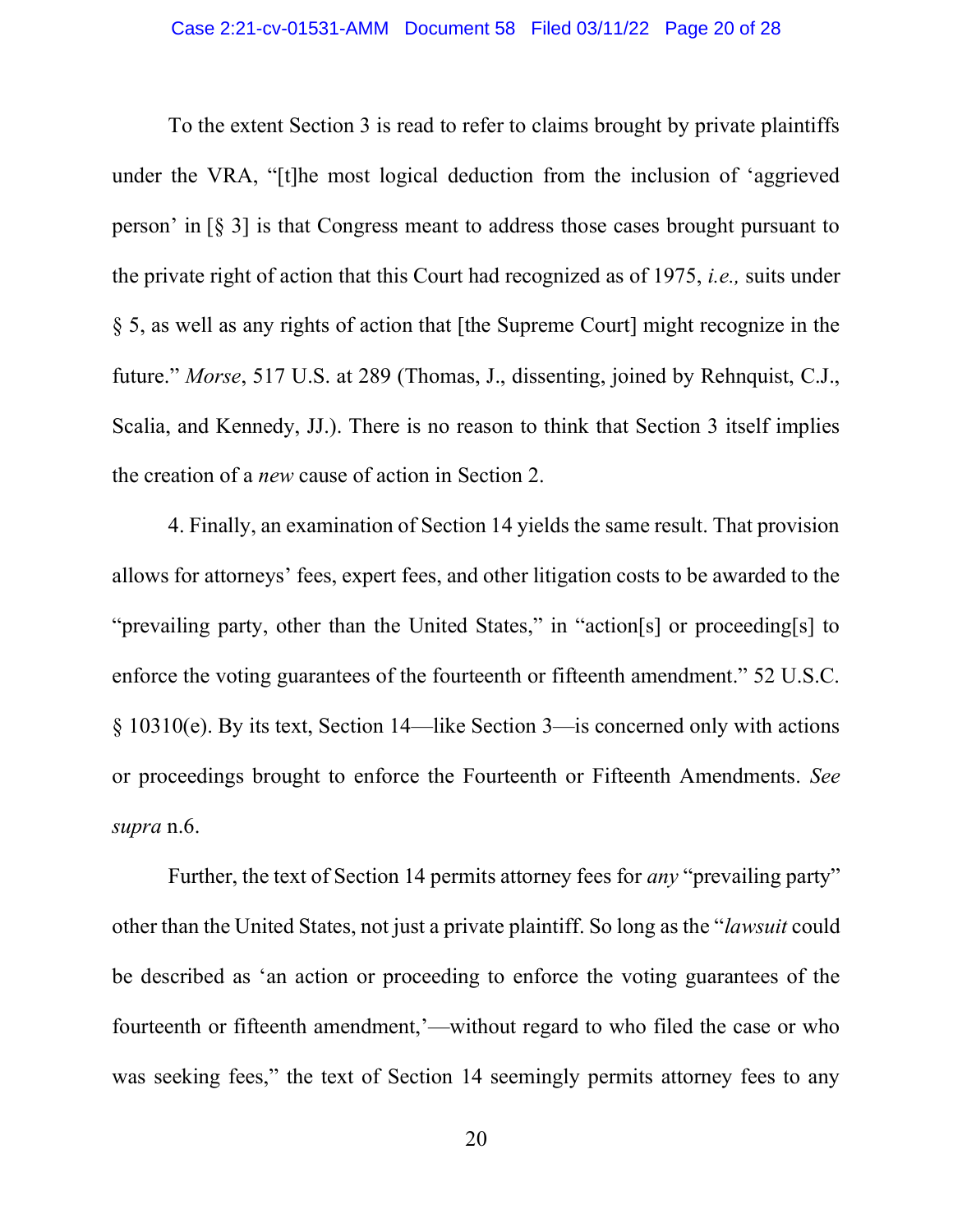To the extent Section 3 is read to refer to claims brought by private plaintiffs under the VRA, "[t]he most logical deduction from the inclusion of 'aggrieved person' in [§ 3] is that Congress meant to address those cases brought pursuant to the private right of action that this Court had recognized as of 1975, *i.e.,* suits under § 5, as well as any rights of action that [the Supreme Court] might recognize in the future." *Morse*, 517 U.S. at 289 (Thomas, J., dissenting, joined by Rehnquist, C.J., Scalia, and Kennedy, JJ.). There is no reason to think that Section 3 itself implies the creation of a *new* cause of action in Section 2.

4. Finally, an examination of Section 14 yields the same result. That provision allows for attorneys' fees, expert fees, and other litigation costs to be awarded to the "prevailing party, other than the United States," in "action[s] or proceeding[s] to enforce the voting guarantees of the fourteenth or fifteenth amendment." 52 U.S.C. § 10310(e). By its text, Section 14—like Section 3—is concerned only with actions or proceedings brought to enforce the Fourteenth or Fifteenth Amendments. *See supra* n.6.

Further, the text of Section 14 permits attorney fees for *any* "prevailing party" other than the United States, not just a private plaintiff. So long as the "*lawsuit* could be described as 'an action or proceeding to enforce the voting guarantees of the fourteenth or fifteenth amendment,'—without regard to who filed the case or who was seeking fees," the text of Section 14 seemingly permits attorney fees to any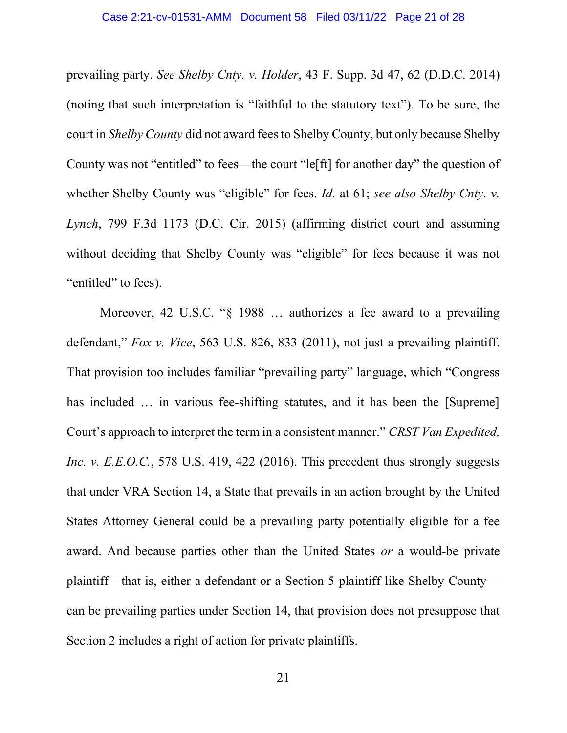prevailing party. *See Shelby Cnty. v. Holder*, 43 F. Supp. 3d 47, 62 (D.D.C. 2014) (noting that such interpretation is "faithful to the statutory text"). To be sure, the court in *Shelby County* did not award fees to Shelby County, but only because Shelby County was not "entitled" to fees—the court "le[ft] for another day" the question of whether Shelby County was "eligible" for fees. *Id.* at 61; *see also Shelby Cnty. v. Lynch*, 799 F.3d 1173 (D.C. Cir. 2015) (affirming district court and assuming without deciding that Shelby County was "eligible" for fees because it was not "entitled" to fees).

Moreover, 42 U.S.C. "§ 1988 … authorizes a fee award to a prevailing defendant," *Fox v. Vice*, 563 U.S. 826, 833 (2011), not just a prevailing plaintiff. That provision too includes familiar "prevailing party" language, which "Congress has included … in various fee-shifting statutes, and it has been the [Supreme] Court's approach to interpret the term in a consistent manner." *CRST Van Expedited, Inc. v. E.E.O.C.*, 578 U.S. 419, 422 (2016). This precedent thus strongly suggests that under VRA Section 14, a State that prevails in an action brought by the United States Attorney General could be a prevailing party potentially eligible for a fee award. And because parties other than the United States *or* a would-be private plaintiff—that is, either a defendant or a Section 5 plaintiff like Shelby County—can be prevailing parties under Section 14, that provision does not presuppose that Section 2 includes a right of action for private plaintiffs.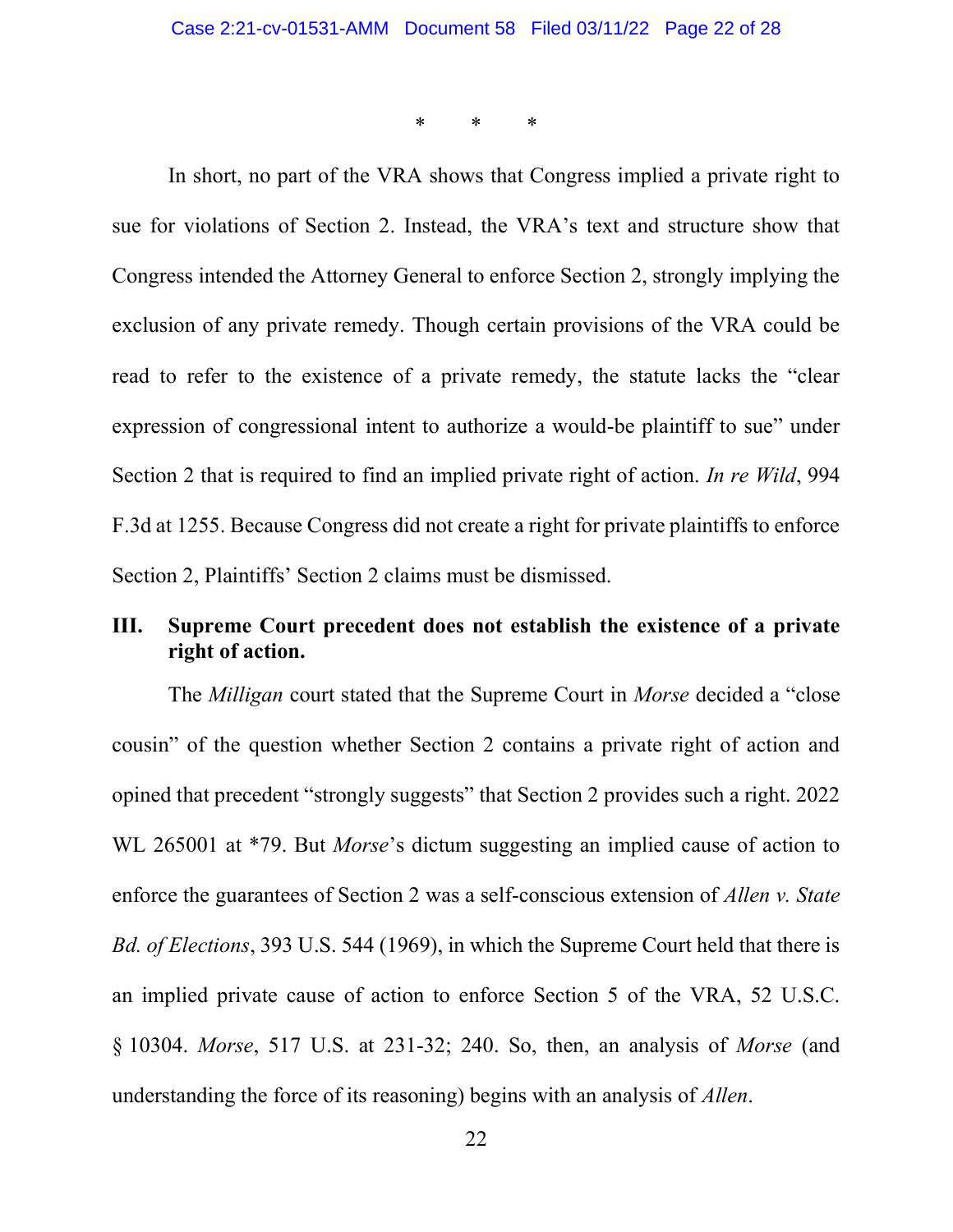\*     \*     \*

In short, no part of the VRA shows that Congress implied a private right to sue for violations of Section 2. Instead, the VRA's text and structure show that Congress intended the Attorney General to enforce Section 2, strongly implying the exclusion of any private remedy. Though certain provisions of the VRA could be read to refer to the existence of a private remedy, the statute lacks the "clear expression of congressional intent to authorize a would-be plaintiff to sue" under Section 2 that is required to find an implied private right of action. *In re Wild*, 994 F.3d at 1255. Because Congress did not create a right for private plaintiffs to enforce Section 2, Plaintiffs' Section 2 claims must be dismissed.

## III. Supreme Court precedent does not establish the existence of a private right of action.

The *Milligan* court stated that the Supreme Court in *Morse* decided a "close cousin" of the question whether Section 2 contains a private right of action and opined that precedent "strongly suggests" that Section 2 provides such a right. 2022 WL 265001 at *79. But *Morse*'s dictum suggesting an implied cause of action to enforce the guarantees of Section 2 was a self-conscious extension of *Allen v. State Bd. of Elections*, 393 U.S. 544 (1969), in which the Supreme Court held that there is an implied private cause of action to enforce Section 5 of the VRA, 52 U.S.C. § 10304. *Morse*, 517 U.S. at 231-32; 240. So, then, an analysis of *Morse* (and understanding the force of its reasoning) begins with an analysis of *Allen*.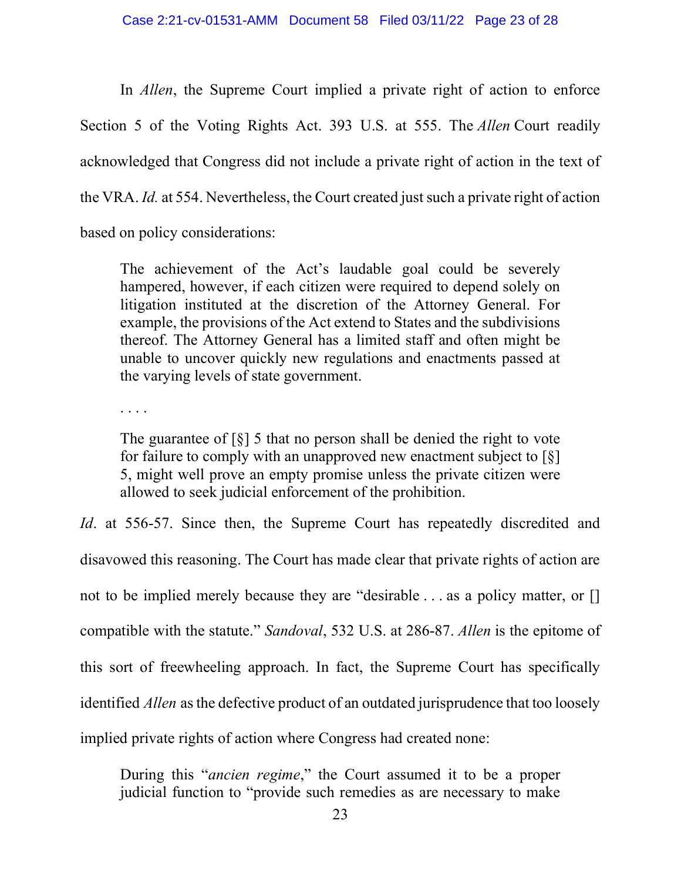In *Allen*, the Supreme Court implied a private right of action to enforce Section 5 of the Voting Rights Act. 393 U.S. at 555. The *Allen* Court readily acknowledged that Congress did not include a private right of action in the text of the VRA. *Id.* at 554. Nevertheless, the Court created just such a private right of action based on policy considerations:

> The achievement of the Act's laudable goal could be severely hampered, however, if each citizen were required to depend solely on litigation instituted at the discretion of the Attorney General. For example, the provisions of the Act extend to States and the subdivisions thereof. The Attorney General has a limited staff and often might be unable to uncover quickly new regulations and enactments passed at the varying levels of state government.
>
> . . . .
>
> The guarantee of [§] 5 that no person shall be denied the right to vote for failure to comply with an unapproved new enactment subject to [§] 5, might well prove an empty promise unless the private citizen were allowed to seek judicial enforcement of the prohibition.

*Id*. at 556-57. Since then, the Supreme Court has repeatedly discredited and disavowed this reasoning. The Court has made clear that private rights of action are not to be implied merely because they are "desirable . . . as a policy matter, or [] compatible with the statute." *Sandoval*, 532 U.S. at 286-87. *Allen* is the epitome of this sort of freewheeling approach. In fact, the Supreme Court has specifically identified *Allen* as the defective product of an outdated jurisprudence that too loosely implied private rights of action where Congress had created none:

> During this "*ancien regime*," the Court assumed it to be a proper judicial function to "provide such remedies as are necessary to make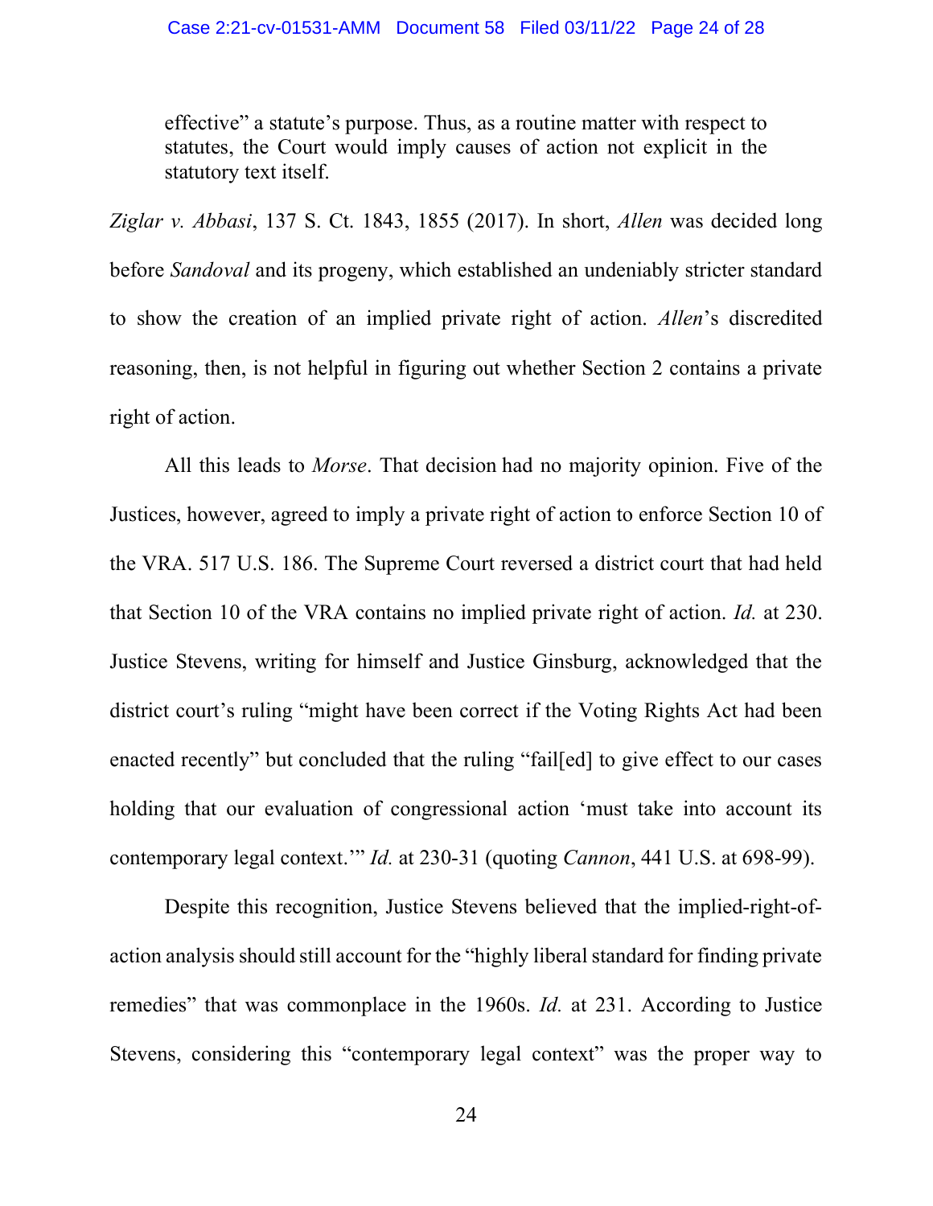> effective" a statute's purpose. Thus, as a routine matter with respect to statutes, the Court would imply causes of action not explicit in the statutory text itself.

*Ziglar v. Abbasi*, 137 S. Ct. 1843, 1855 (2017). In short, *Allen* was decided long before *Sandoval* and its progeny, which established an undeniably stricter standard to show the creation of an implied private right of action. *Allen*'s discredited reasoning, then, is not helpful in figuring out whether Section 2 contains a private right of action.

All this leads to *Morse*. That decision had no majority opinion. Five of the Justices, however, agreed to imply a private right of action to enforce Section 10 of the VRA. 517 U.S. 186. The Supreme Court reversed a district court that had held that Section 10 of the VRA contains no implied private right of action. *Id.* at 230. Justice Stevens, writing for himself and Justice Ginsburg, acknowledged that the district court's ruling "might have been correct if the Voting Rights Act had been enacted recently" but concluded that the ruling "fail[ed] to give effect to our cases holding that our evaluation of congressional action 'must take into account its contemporary legal context.'" *Id.* at 230-31 (quoting *Cannon*, 441 U.S. at 698-99).

Despite this recognition, Justice Stevens believed that the implied-right-of-action analysis should still account for the "highly liberal standard for finding private remedies" that was commonplace in the 1960s. *Id.* at 231. According to Justice Stevens, considering this "contemporary legal context" was the proper way to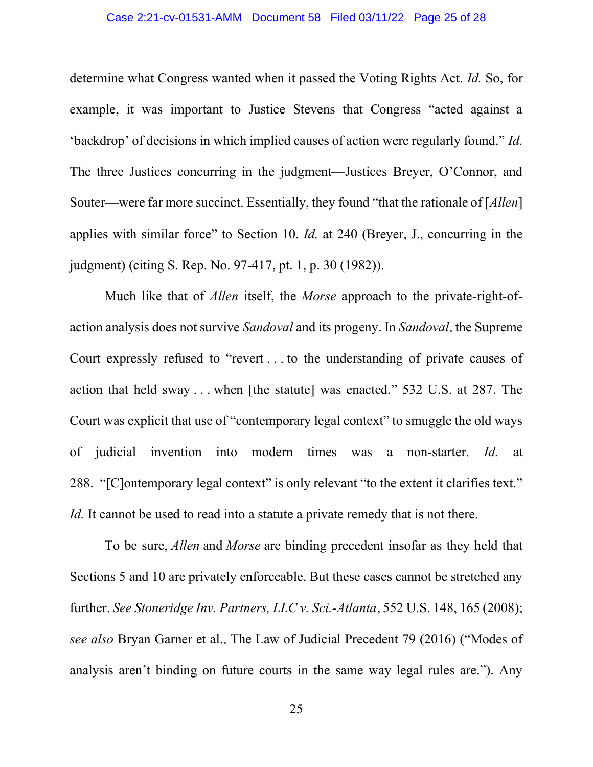determine what Congress wanted when it passed the Voting Rights Act. *Id.* So, for example, it was important to Justice Stevens that Congress "acted against a 'backdrop' of decisions in which implied causes of action were regularly found." *Id.* The three Justices concurring in the judgment—Justices Breyer, O'Connor, and Souter—were far more succinct. Essentially, they found "that the rationale of [*Allen*] applies with similar force" to Section 10. *Id.* at 240 (Breyer, J., concurring in the judgment) (citing S. Rep. No. 97-417, pt. 1, p. 30 (1982)).

Much like that of *Allen* itself, the *Morse* approach to the private-right-of-action analysis does not survive *Sandoval* and its progeny. In *Sandoval*, the Supreme Court expressly refused to "revert . . . to the understanding of private causes of action that held sway . . . when [the statute] was enacted." 532 U.S. at 287. The Court was explicit that use of "contemporary legal context" to smuggle the old ways of judicial invention into modern times was a non-starter. *Id.* at 288. "[C]ontemporary legal context" is only relevant "to the extent it clarifies text." *Id.* It cannot be used to read into a statute a private remedy that is not there.

To be sure, *Allen* and *Morse* are binding precedent insofar as they held that Sections 5 and 10 are privately enforceable. But these cases cannot be stretched any further. *See Stoneridge Inv. Partners, LLC v. Sci.-Atlanta*, 552 U.S. 148, 165 (2008); *see also* Bryan Garner et al., The Law of Judicial Precedent 79 (2016) ("Modes of analysis aren't binding on future courts in the same way legal rules are."). Any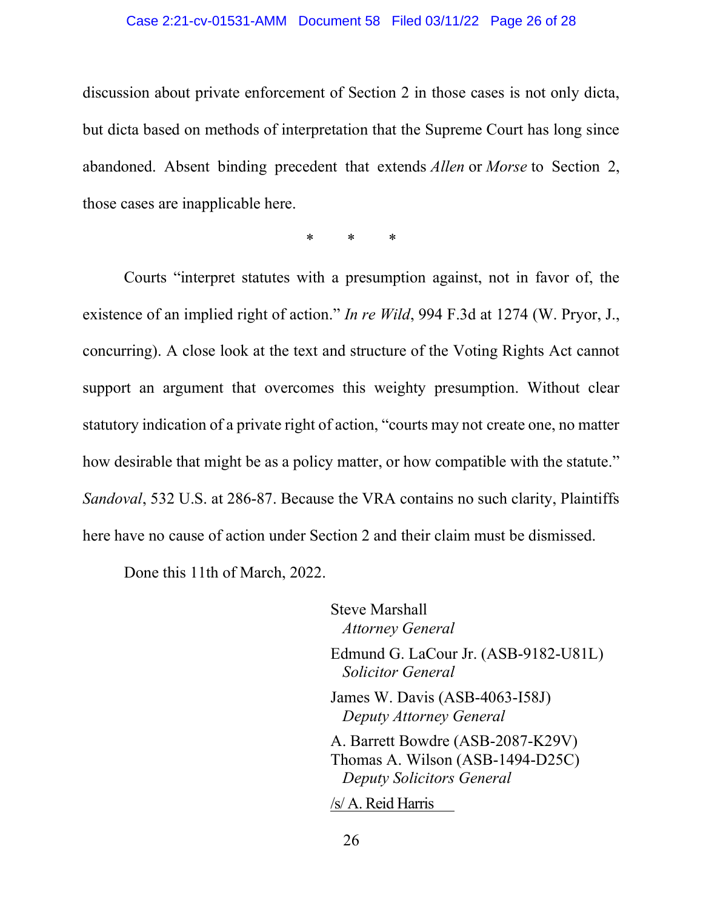discussion about private enforcement of Section 2 in those cases is not only dicta, but dicta based on methods of interpretation that the Supreme Court has long since abandoned. Absent binding precedent that extends *Allen* or *Morse* to Section 2, those cases are inapplicable here.

\*        \*        \*

Courts "interpret statutes with a presumption against, not in favor of, the existence of an implied right of action." *In re Wild*, 994 F.3d at 1274 (W. Pryor, J., concurring). A close look at the text and structure of the Voting Rights Act cannot support an argument that overcomes this weighty presumption. Without clear statutory indication of a private right of action, "courts may not create one, no matter how desirable that might be as a policy matter, or how compatible with the statute." *Sandoval*, 532 U.S. at 286-87. Because the VRA contains no such clarity, Plaintiffs here have no cause of action under Section 2 and their claim must be dismissed.

Done this 11th of March, 2022.

Steve Marshall
*Attorney General*

Edmund G. LaCour Jr. (ASB-9182-U81L)
*Solicitor General*

James W. Davis (ASB-4063-I58J)
*Deputy Attorney General*

A. Barrett Bowdre (ASB-2087-K29V)
Thomas A. Wilson (ASB-1494-D25C)
*Deputy Solicitors General*

/s/ A. Reid Harris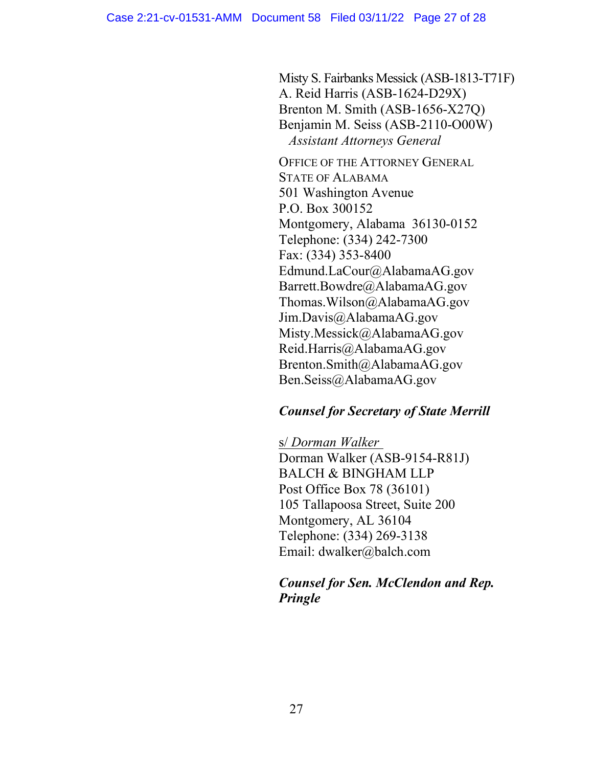Misty S. Fairbanks Messick (ASB-1813-T71F)
A. Reid Harris (ASB-1624-D29X)
Brenton M. Smith (ASB-1656-X27Q)
Benjamin M. Seiss (ASB-2110-O00W)
*Assistant Attorneys General*

OFFICE OF THE ATTORNEY GENERAL
STATE OF ALABAMA
501 Washington Avenue
P.O. Box 300152
Montgomery, Alabama 36130-0152
Telephone: (334) 242-7300
Fax: (334) 353-8400
Edmund.LaCour@AlabamaAG.gov
Barrett.Bowdre@AlabamaAG.gov
Thomas.Wilson@AlabamaAG.gov
Jim.Davis@AlabamaAG.gov
Misty.Messick@AlabamaAG.gov
Reid.Harris@AlabamaAG.gov
Brenton.Smith@AlabamaAG.gov
Ben.Seiss@AlabamaAG.gov

***Counsel for Secretary of State Merrill***

s/ *Dorman Walker*
Dorman Walker (ASB-9154-R81J)
BALCH & BINGHAM LLP
Post Office Box 78 (36101)
105 Tallapoosa Street, Suite 200
Montgomery, AL 36104
Telephone: (334) 269-3138
Email: dwalker@balch.com

***Counsel for Sen. McClendon and Rep. Pringle***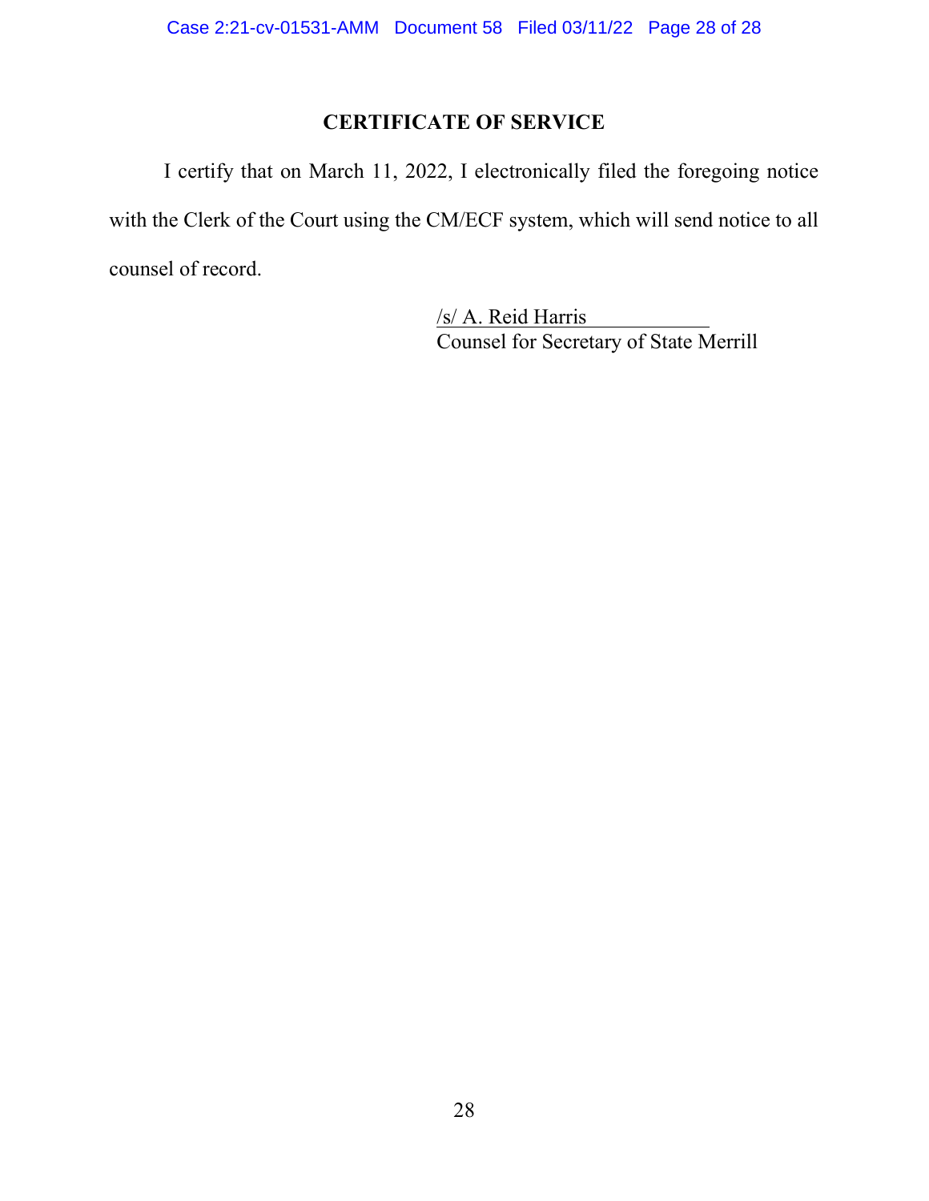## CERTIFICATE OF SERVICE

I certify that on March 11, 2022, I electronically filed the foregoing notice with the Clerk of the Court using the CM/ECF system, which will send notice to all counsel of record.

/s/ A. Reid Harris
Counsel for Secretary of State Merrill